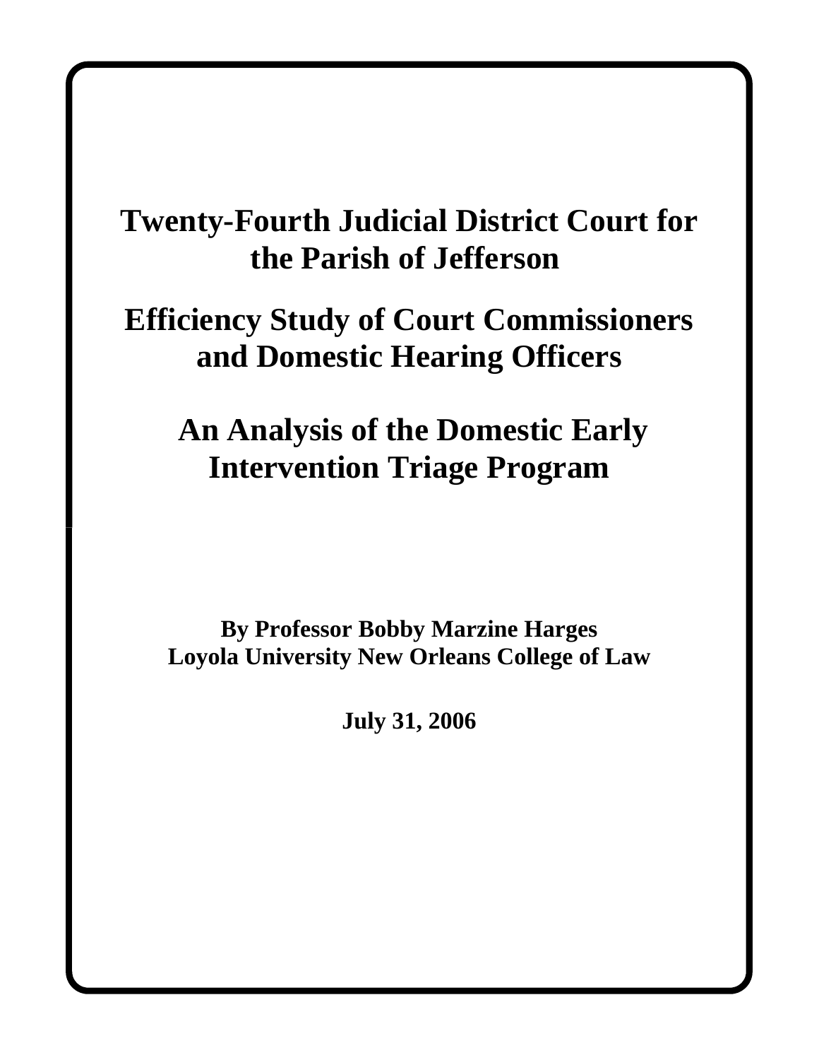# Twenty-Fourth Judicial District Court for the Parish of Jefferson

# Efficiency Study of Court Commissioners and Domestic Hearing Officers

# An Analysis of the Domestic Early Intervention Triage Program

**By Professor Bobby Marzine Harges**
**Loyola University New Orleans College of Law**

**July 31, 2006**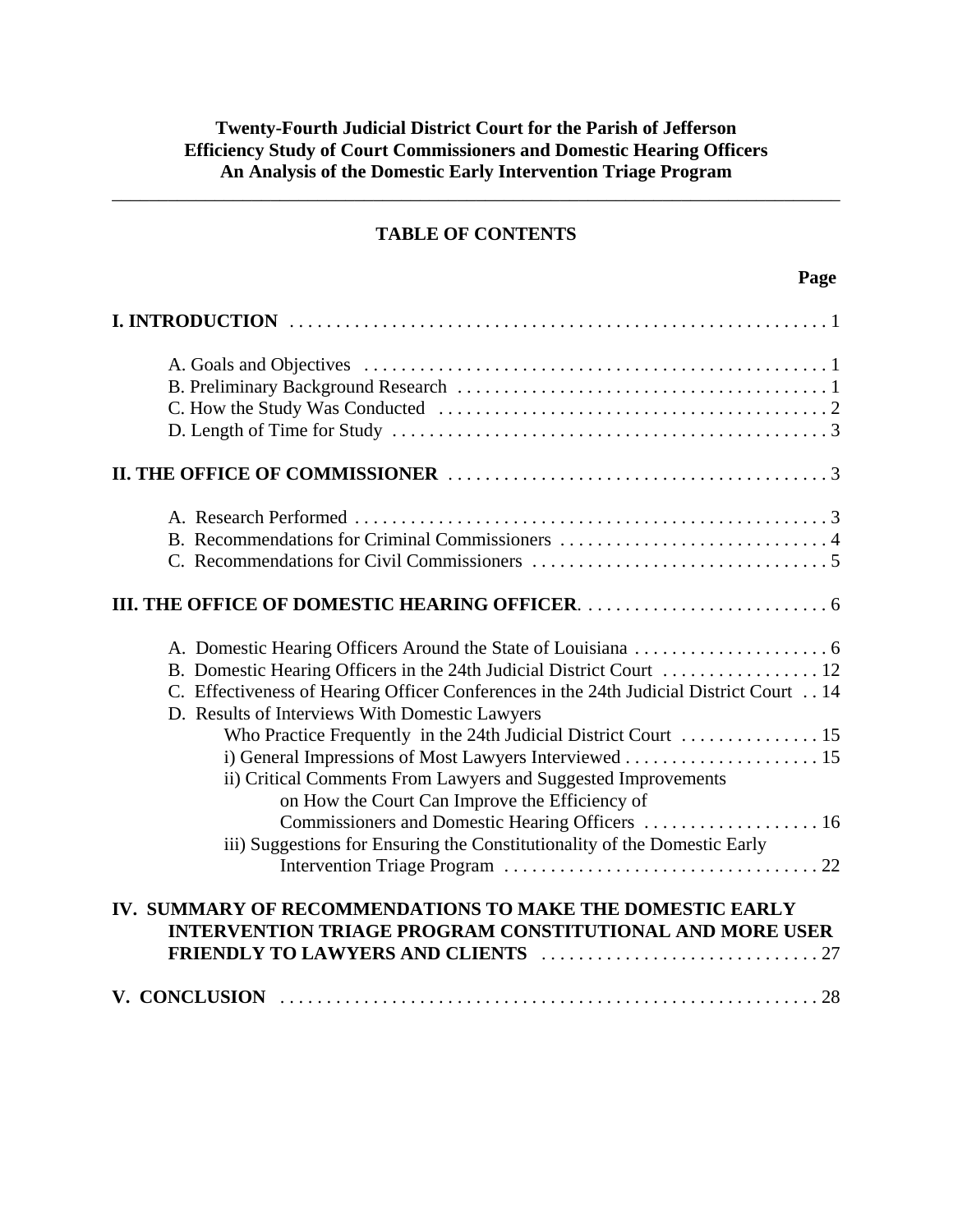**Twenty-Fourth Judicial District Court for the Parish of Jefferson**
**Efficiency Study of Court Commissioners and Domestic Hearing Officers**
**An Analysis of the Domestic Early Intervention Triage Program**

---

## TABLE OF CONTENTS

| | Page |
|---|---|
| **I. INTRODUCTION** | 1 |
| A. Goals and Objectives | 1 |
| B. Preliminary Background Research | 1 |
| C. How the Study Was Conducted | 2 |
| D. Length of Time for Study | 3 |
| **II. THE OFFICE OF COMMISSIONER** | 3 |
| A. Research Performed | 3 |
| B. Recommendations for Criminal Commissioners | 4 |
| C. Recommendations for Civil Commissioners | 5 |
| **III. THE OFFICE OF DOMESTIC HEARING OFFICER** | 6 |
| A. Domestic Hearing Officers Around the State of Louisiana | 6 |
| B. Domestic Hearing Officers in the 24th Judicial District Court | 12 |
| C. Effectiveness of Hearing Officer Conferences in the 24th Judicial District Court | 14 |
| D. Results of Interviews With Domestic Lawyers Who Practice Frequently in the 24th Judicial District Court | 15 |
| i) General Impressions of Most Lawyers Interviewed | 15 |
| ii) Critical Comments From Lawyers and Suggested Improvements on How the Court Can Improve the Efficiency of Commissioners and Domestic Hearing Officers | 16 |
| iii) Suggestions for Ensuring the Constitutionality of the Domestic Early Intervention Triage Program | 22 |
| **IV. SUMMARY OF RECOMMENDATIONS TO MAKE THE DOMESTIC EARLY INTERVENTION TRIAGE PROGRAM CONSTITUTIONAL AND MORE USER FRIENDLY TO LAWYERS AND CLIENTS** | 27 |
| **V. CONCLUSION** | 28 |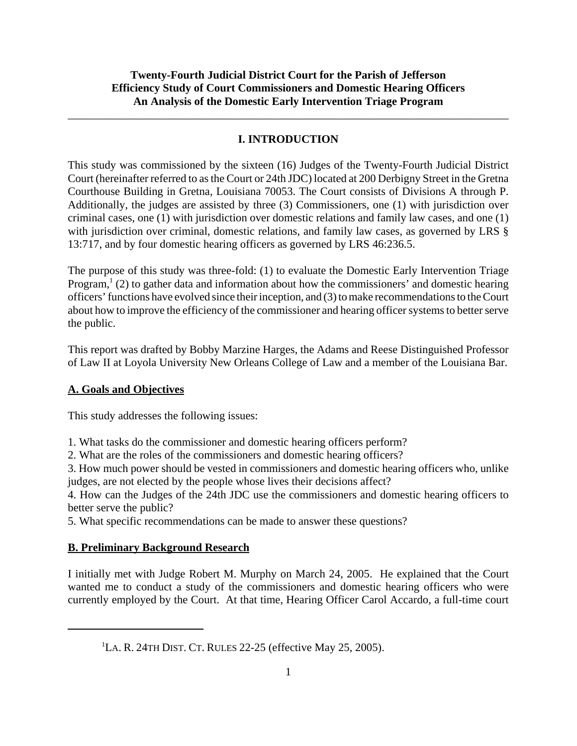**Twenty-Fourth Judicial District Court for the Parish of Jefferson**
**Efficiency Study of Court Commissioners and Domestic Hearing Officers**
**An Analysis of the Domestic Early Intervention Triage Program**

---

## I. INTRODUCTION

This study was commissioned by the sixteen (16) Judges of the Twenty-Fourth Judicial District Court (hereinafter referred to as the Court or 24th JDC) located at 200 Derbigny Street in the Gretna Courthouse Building in Gretna, Louisiana 70053. The Court consists of Divisions A through P. Additionally, the judges are assisted by three (3) Commissioners, one (1) with jurisdiction over criminal cases, one (1) with jurisdiction over domestic relations and family law cases, and one (1) with jurisdiction over criminal, domestic relations, and family law cases, as governed by LRS § 13:717, and by four domestic hearing officers as governed by LRS 46:236.5.

The purpose of this study was three-fold: (1) to evaluate the Domestic Early Intervention Triage Program,[1] (2) to gather data and information about how the commissioners' and domestic hearing officers' functions have evolved since their inception, and (3) to make recommendations to the Court about how to improve the efficiency of the commissioner and hearing officer systems to better serve the public.

This report was drafted by Bobby Marzine Harges, the Adams and Reese Distinguished Professor of Law II at Loyola University New Orleans College of Law and a member of the Louisiana Bar.

### A. Goals and Objectives

This study addresses the following issues:

1. What tasks do the commissioner and domestic hearing officers perform?
2. What are the roles of the commissioners and domestic hearing officers?
3. How much power should be vested in commissioners and domestic hearing officers who, unlike judges, are not elected by the people whose lives their decisions affect?
4. How can the Judges of the 24th JDC use the commissioners and domestic hearing officers to better serve the public?
5. What specific recommendations can be made to answer these questions?

### B. Preliminary Background Research

I initially met with Judge Robert M. Murphy on March 24, 2005. He explained that the Court wanted me to conduct a study of the commissioners and domestic hearing officers who were currently employed by the Court. At that time, Hearing Officer Carol Accardo, a full-time court

---

[1] LA. R. 24TH DIST. CT. RULES 22-25 (effective May 25, 2005).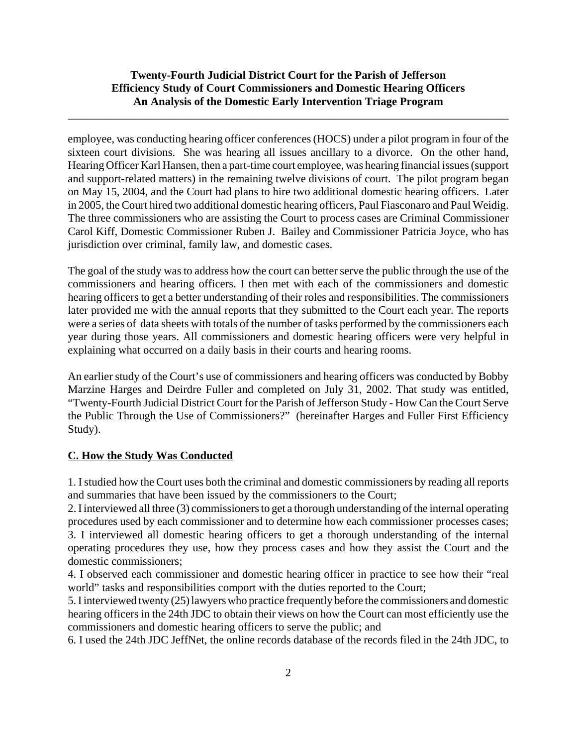employee, was conducting hearing officer conferences (HOCS) under a pilot program in four of the sixteen court divisions. She was hearing all issues ancillary to a divorce. On the other hand, Hearing Officer Karl Hansen, then a part-time court employee, was hearing financial issues (support and support-related matters) in the remaining twelve divisions of court. The pilot program began on May 15, 2004, and the Court had plans to hire two additional domestic hearing officers. Later in 2005, the Court hired two additional domestic hearing officers, Paul Fiasconaro and Paul Weidig. The three commissioners who are assisting the Court to process cases are Criminal Commissioner Carol Kiff, Domestic Commissioner Ruben J. Bailey and Commissioner Patricia Joyce, who has jurisdiction over criminal, family law, and domestic cases.

The goal of the study was to address how the court can better serve the public through the use of the commissioners and hearing officers. I then met with each of the commissioners and domestic hearing officers to get a better understanding of their roles and responsibilities. The commissioners later provided me with the annual reports that they submitted to the Court each year. The reports were a series of data sheets with totals of the number of tasks performed by the commissioners each year during those years. All commissioners and domestic hearing officers were very helpful in explaining what occurred on a daily basis in their courts and hearing rooms.

An earlier study of the Court's use of commissioners and hearing officers was conducted by Bobby Marzine Harges and Deirdre Fuller and completed on July 31, 2002. That study was entitled, "Twenty-Fourth Judicial District Court for the Parish of Jefferson Study - How Can the Court Serve the Public Through the Use of Commissioners?" (hereinafter Harges and Fuller First Efficiency Study).

## C. How the Study Was Conducted

1. I studied how the Court uses both the criminal and domestic commissioners by reading all reports and summaries that have been issued by the commissioners to the Court;
2. I interviewed all three (3) commissioners to get a thorough understanding of the internal operating procedures used by each commissioner and to determine how each commissioner processes cases;
3. I interviewed all domestic hearing officers to get a thorough understanding of the internal operating procedures they use, how they process cases and how they assist the Court and the domestic commissioners;
4. I observed each commissioner and domestic hearing officer in practice to see how their "real world" tasks and responsibilities comport with the duties reported to the Court;
5. I interviewed twenty (25) lawyers who practice frequently before the commissioners and domestic hearing officers in the 24th JDC to obtain their views on how the Court can most efficiently use the commissioners and domestic hearing officers to serve the public; and
6. I used the 24th JDC JeffNet, the online records database of the records filed in the 24th JDC, to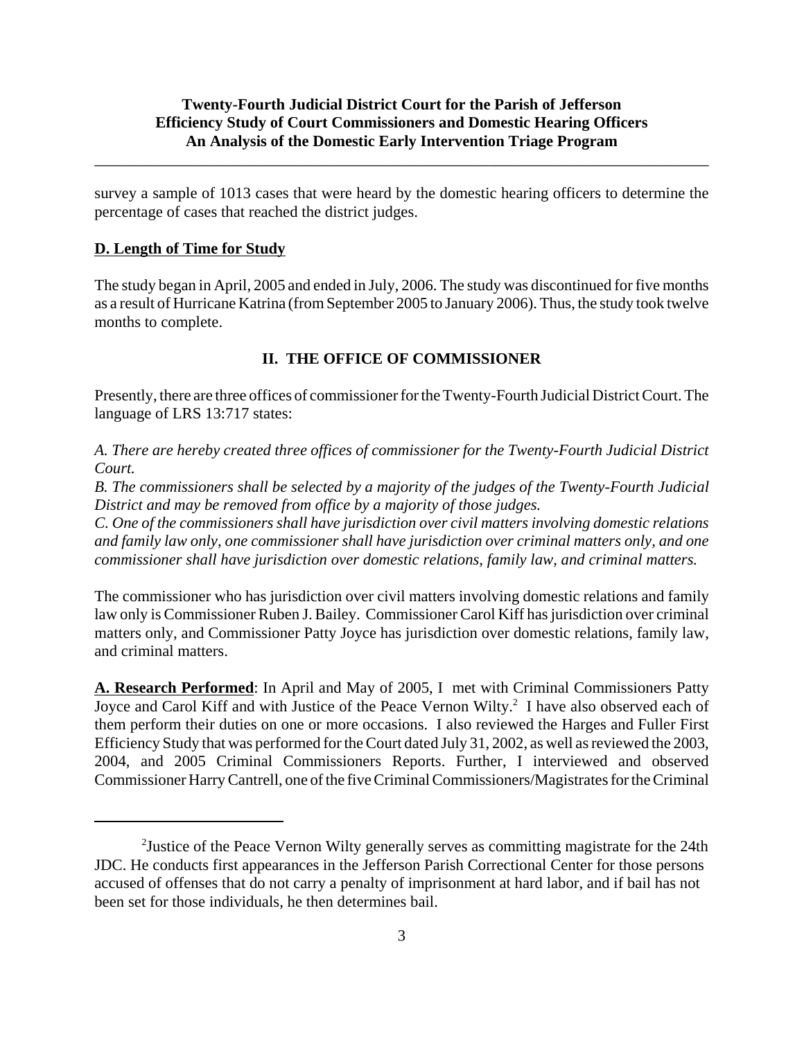survey a sample of 1013 cases that were heard by the domestic hearing officers to determine the percentage of cases that reached the district judges.

**D. Length of Time for Study**

The study began in April, 2005 and ended in July, 2006. The study was discontinued for five months as a result of Hurricane Katrina (from September 2005 to January 2006). Thus, the study took twelve months to complete.

## II. THE OFFICE OF COMMISSIONER

Presently, there are three offices of commissioner for the Twenty-Fourth Judicial District Court. The language of LRS 13:717 states:

*A. There are hereby created three offices of commissioner for the Twenty-Fourth Judicial District Court.*
*B. The commissioners shall be selected by a majority of the judges of the Twenty-Fourth Judicial District and may be removed from office by a majority of those judges.*
*C. One of the commissioners shall have jurisdiction over civil matters involving domestic relations and family law only, one commissioner shall have jurisdiction over criminal matters only, and one commissioner shall have jurisdiction over domestic relations, family law, and criminal matters.*

The commissioner who has jurisdiction over civil matters involving domestic relations and family law only is Commissioner Ruben J. Bailey. Commissioner Carol Kiff has jurisdiction over criminal matters only, and Commissioner Patty Joyce has jurisdiction over domestic relations, family law, and criminal matters.

**A. Research Performed**: In April and May of 2005, I met with Criminal Commissioners Patty Joyce and Carol Kiff and with Justice of the Peace Vernon Wilty.[2] I have also observed each of them perform their duties on one or more occasions. I also reviewed the Harges and Fuller First Efficiency Study that was performed for the Court dated July 31, 2002, as well as reviewed the 2003, 2004, and 2005 Criminal Commissioners Reports. Further, I interviewed and observed Commissioner Harry Cantrell, one of the five Criminal Commissioners/Magistrates for the Criminal

[2] Justice of the Peace Vernon Wilty generally serves as committing magistrate for the 24th JDC. He conducts first appearances in the Jefferson Parish Correctional Center for those persons accused of offenses that do not carry a penalty of imprisonment at hard labor, and if bail has not been set for those individuals, he then determines bail.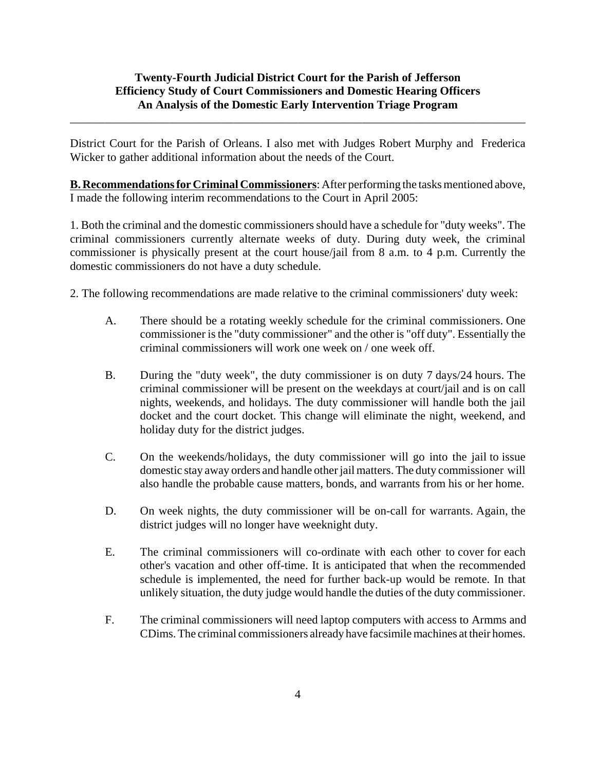District Court for the Parish of Orleans. I also met with Judges Robert Murphy and Frederica Wicker to gather additional information about the needs of the Court.

**B. Recommendations for Criminal Commissioners**: After performing the tasks mentioned above, I made the following interim recommendations to the Court in April 2005:

1. Both the criminal and the domestic commissioners should have a schedule for "duty weeks". The criminal commissioners currently alternate weeks of duty. During duty week, the criminal commissioner is physically present at the court house/jail from 8 a.m. to 4 p.m. Currently the domestic commissioners do not have a duty schedule.

2. The following recommendations are made relative to the criminal commissioners' duty week:

A. There should be a rotating weekly schedule for the criminal commissioners. One commissioner is the "duty commissioner" and the other is "off duty". Essentially the criminal commissioners will work one week on / one week off.

B. During the "duty week", the duty commissioner is on duty 7 days/24 hours. The criminal commissioner will be present on the weekdays at court/jail and is on call nights, weekends, and holidays. The duty commissioner will handle both the jail docket and the court docket. This change will eliminate the night, weekend, and holiday duty for the district judges.

C. On the weekends/holidays, the duty commissioner will go into the jail to issue domestic stay away orders and handle other jail matters. The duty commissioner will also handle the probable cause matters, bonds, and warrants from his or her home.

D. On week nights, the duty commissioner will be on-call for warrants. Again, the district judges will no longer have weeknight duty.

E. The criminal commissioners will co-ordinate with each other to cover for each other's vacation and other off-time. It is anticipated that when the recommended schedule is implemented, the need for further back-up would be remote. In that unlikely situation, the duty judge would handle the duties of the duty commissioner.

F. The criminal commissioners will need laptop computers with access to Armms and CDims. The criminal commissioners already have facsimile machines at their homes.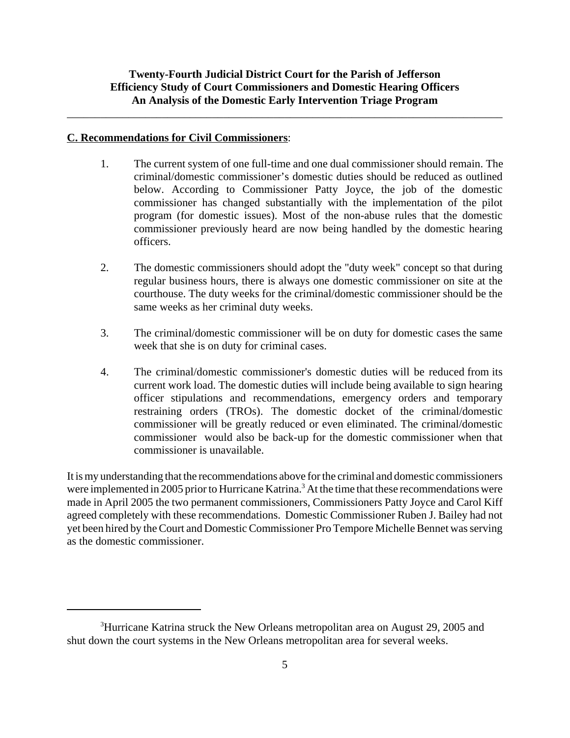**C. Recommendations for Civil Commissioners**:

1. The current system of one full-time and one dual commissioner should remain. The criminal/domestic commissioner's domestic duties should be reduced as outlined below. According to Commissioner Patty Joyce, the job of the domestic commissioner has changed substantially with the implementation of the pilot program (for domestic issues). Most of the non-abuse rules that the domestic commissioner previously heard are now being handled by the domestic hearing officers.

2. The domestic commissioners should adopt the "duty week" concept so that during regular business hours, there is always one domestic commissioner on site at the courthouse. The duty weeks for the criminal/domestic commissioner should be the same weeks as her criminal duty weeks.

3. The criminal/domestic commissioner will be on duty for domestic cases the same week that she is on duty for criminal cases.

4. The criminal/domestic commissioner's domestic duties will be reduced from its current work load. The domestic duties will include being available to sign hearing officer stipulations and recommendations, emergency orders and temporary restraining orders (TROs). The domestic docket of the criminal/domestic commissioner will be greatly reduced or even eliminated. The criminal/domestic commissioner would also be back-up for the domestic commissioner when that commissioner is unavailable.

It is my understanding that the recommendations above for the criminal and domestic commissioners were implemented in 2005 prior to Hurricane Katrina.[3] At the time that these recommendations were made in April 2005 the two permanent commissioners, Commissioners Patty Joyce and Carol Kiff agreed completely with these recommendations. Domestic Commissioner Ruben J. Bailey had not yet been hired by the Court and Domestic Commissioner Pro Tempore Michelle Bennet was serving as the domestic commissioner.

---

[3] Hurricane Katrina struck the New Orleans metropolitan area on August 29, 2005 and shut down the court systems in the New Orleans metropolitan area for several weeks.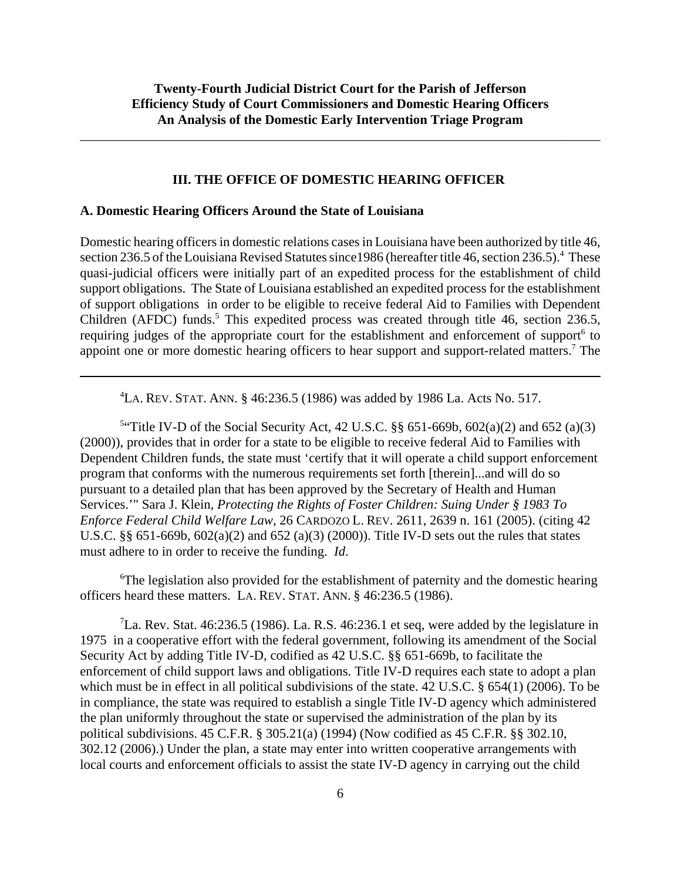## III. THE OFFICE OF DOMESTIC HEARING OFFICER

### A. Domestic Hearing Officers Around the State of Louisiana

Domestic hearing officers in domestic relations cases in Louisiana have been authorized by title 46, section 236.5 of the Louisiana Revised Statutes since1986 (hereafter title 46, section 236.5).[4] These quasi-judicial officers were initially part of an expedited process for the establishment of child support obligations. The State of Louisiana established an expedited process for the establishment of support obligations in order to be eligible to receive federal Aid to Families with Dependent Children (AFDC) funds.[5] This expedited process was created through title 46, section 236.5, requiring judges of the appropriate court for the establishment and enforcement of support[6] to appoint one or more domestic hearing officers to hear support and support-related matters.[7] The

---

[4]LA. REV. STAT. ANN. § 46:236.5 (1986) was added by 1986 La. Acts No. 517.

[5]"Title IV-D of the Social Security Act, 42 U.S.C. §§ 651-669b, 602(a)(2) and 652 (a)(3) (2000)), provides that in order for a state to be eligible to receive federal Aid to Families with Dependent Children funds, the state must 'certify that it will operate a child support enforcement program that conforms with the numerous requirements set forth [therein]...and will do so pursuant to a detailed plan that has been approved by the Secretary of Health and Human Services.'" Sara J. Klein, *Protecting the Rights of Foster Children: Suing Under § 1983 To Enforce Federal Child Welfare Law*, 26 CARDOZO L. REV. 2611, 2639 n. 161 (2005). (citing 42 U.S.C. §§ 651-669b, 602(a)(2) and 652 (a)(3) (2000)). Title IV-D sets out the rules that states must adhere to in order to receive the funding. *Id*.

[6]The legislation also provided for the establishment of paternity and the domestic hearing officers heard these matters. LA. REV. STAT. ANN. § 46:236.5 (1986).

[7]La. Rev. Stat. 46:236.5 (1986). La. R.S. 46:236.1 et seq, were added by the legislature in 1975 in a cooperative effort with the federal government, following its amendment of the Social Security Act by adding Title IV-D, codified as 42 U.S.C. §§ 651-669b, to facilitate the enforcement of child support laws and obligations. Title IV-D requires each state to adopt a plan which must be in effect in all political subdivisions of the state. 42 U.S.C. § 654(1) (2006). To be in compliance, the state was required to establish a single Title IV-D agency which administered the plan uniformly throughout the state or supervised the administration of the plan by its political subdivisions. 45 C.F.R. § 305.21(a) (1994) (Now codified as 45 C.F.R. §§ 302.10, 302.12 (2006).) Under the plan, a state may enter into written cooperative arrangements with local courts and enforcement officials to assist the state IV-D agency in carrying out the child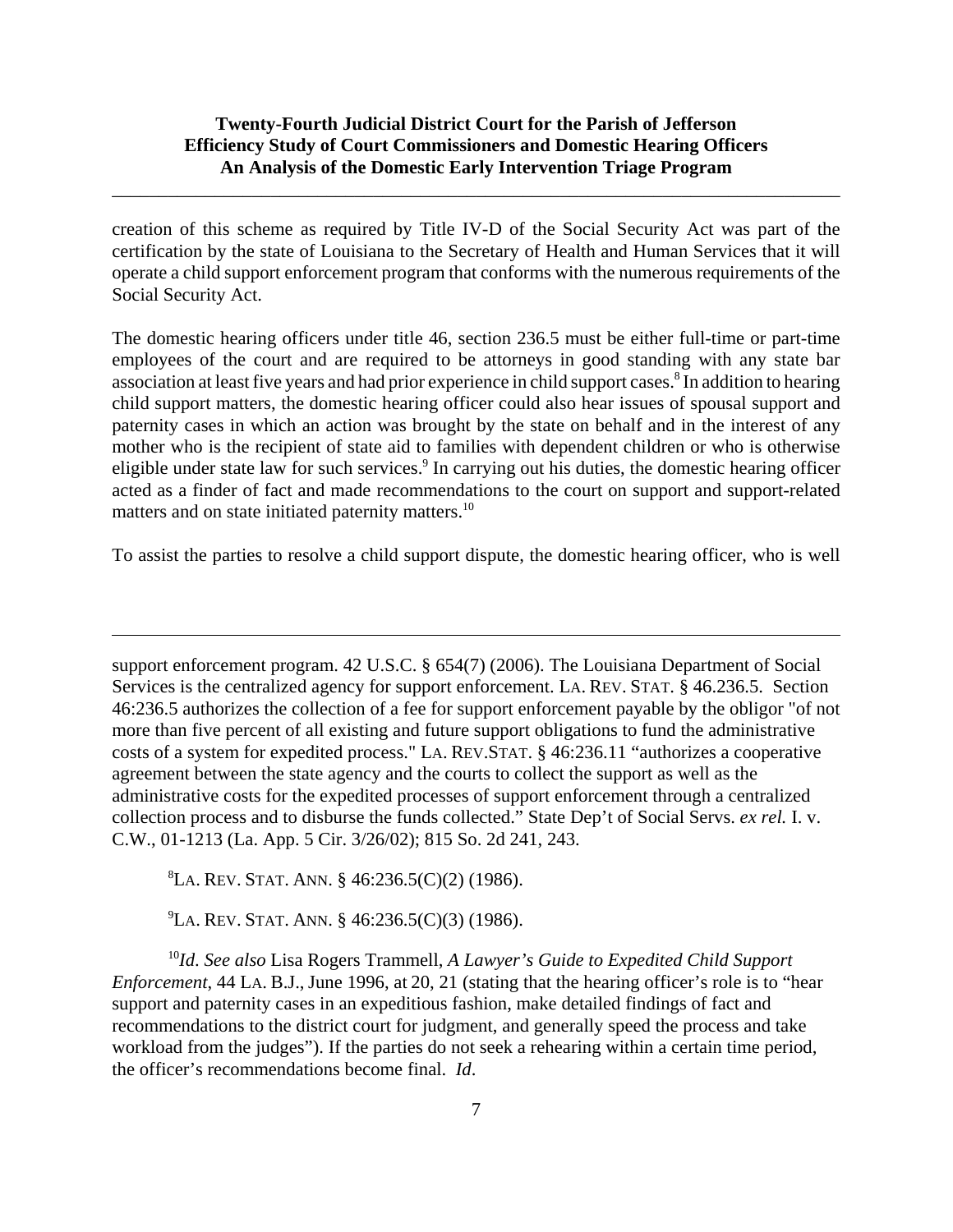creation of this scheme as required by Title IV-D of the Social Security Act was part of the certification by the state of Louisiana to the Secretary of Health and Human Services that it will operate a child support enforcement program that conforms with the numerous requirements of the Social Security Act.

The domestic hearing officers under title 46, section 236.5 must be either full-time or part-time employees of the court and are required to be attorneys in good standing with any state bar association at least five years and had prior experience in child support cases.[8] In addition to hearing child support matters, the domestic hearing officer could also hear issues of spousal support and paternity cases in which an action was brought by the state on behalf and in the interest of any mother who is the recipient of state aid to families with dependent children or who is otherwise eligible under state law for such services.[9] In carrying out his duties, the domestic hearing officer acted as a finder of fact and made recommendations to the court on support and support-related matters and on state initiated paternity matters.[10]

To assist the parties to resolve a child support dispute, the domestic hearing officer, who is well

---

support enforcement program. 42 U.S.C. § 654(7) (2006). The Louisiana Department of Social Services is the centralized agency for support enforcement. LA. REV. STAT. § 46.236.5. Section 46:236.5 authorizes the collection of a fee for support enforcement payable by the obligor "of not more than five percent of all existing and future support obligations to fund the administrative costs of a system for expedited process." LA. REV.STAT. § 46:236.11 "authorizes a cooperative agreement between the state agency and the courts to collect the support as well as the administrative costs for the expedited processes of support enforcement through a centralized collection process and to disburse the funds collected." State Dep't of Social Servs. *ex rel.* I. v. C.W., 01-1213 (La. App. 5 Cir. 3/26/02); 815 So. 2d 241, 243.

[8] LA. REV. STAT. ANN. § 46:236.5(C)(2) (1986).

[9] LA. REV. STAT. ANN. § 46:236.5(C)(3) (1986).

[10] *Id*. *See also* Lisa Rogers Trammell, *A Lawyer's Guide to Expedited Child Support Enforcement*, 44 LA. B.J., June 1996, at 20, 21 (stating that the hearing officer's role is to "hear support and paternity cases in an expeditious fashion, make detailed findings of fact and recommendations to the district court for judgment, and generally speed the process and take workload from the judges"). If the parties do not seek a rehearing within a certain time period, the officer's recommendations become final. *Id*.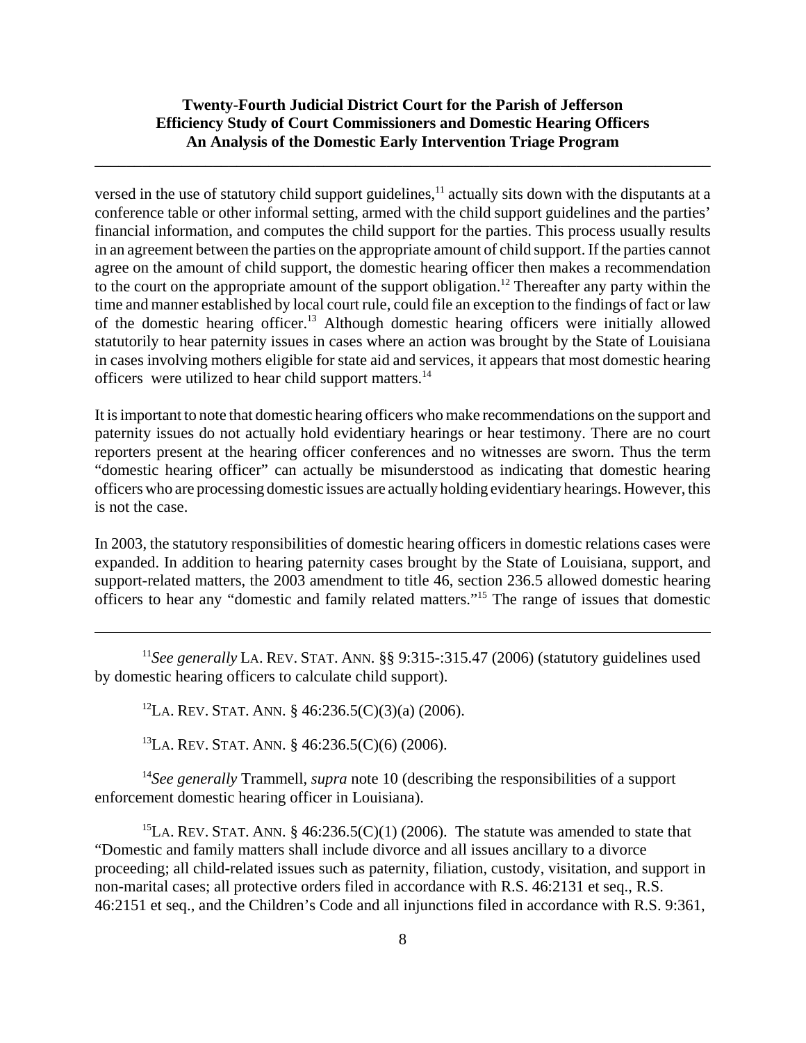versed in the use of statutory child support guidelines,[11] actually sits down with the disputants at a conference table or other informal setting, armed with the child support guidelines and the parties' financial information, and computes the child support for the parties. This process usually results in an agreement between the parties on the appropriate amount of child support. If the parties cannot agree on the amount of child support, the domestic hearing officer then makes a recommendation to the court on the appropriate amount of the support obligation.[12] Thereafter any party within the time and manner established by local court rule, could file an exception to the findings of fact or law of the domestic hearing officer.[13] Although domestic hearing officers were initially allowed statutorily to hear paternity issues in cases where an action was brought by the State of Louisiana in cases involving mothers eligible for state aid and services, it appears that most domestic hearing officers were utilized to hear child support matters.[14]

It is important to note that domestic hearing officers who make recommendations on the support and paternity issues do not actually hold evidentiary hearings or hear testimony. There are no court reporters present at the hearing officer conferences and no witnesses are sworn. Thus the term "domestic hearing officer" can actually be misunderstood as indicating that domestic hearing officers who are processing domestic issues are actually holding evidentiary hearings. However, this is not the case.

In 2003, the statutory responsibilities of domestic hearing officers in domestic relations cases were expanded. In addition to hearing paternity cases brought by the State of Louisiana, support, and support-related matters, the 2003 amendment to title 46, section 236.5 allowed domestic hearing officers to hear any "domestic and family related matters."[15] The range of issues that domestic

---

[11] *See generally* LA. REV. STAT. ANN. §§ 9:315-:315.47 (2006) (statutory guidelines used by domestic hearing officers to calculate child support).

[12] LA. REV. STAT. ANN. § 46:236.5(C)(3)(a) (2006).

[13] LA. REV. STAT. ANN. § 46:236.5(C)(6) (2006).

[14] *See generally* Trammell, *supra* note 10 (describing the responsibilities of a support enforcement domestic hearing officer in Louisiana).

[15] LA. REV. STAT. ANN. § 46:236.5(C)(1) (2006). The statute was amended to state that "Domestic and family matters shall include divorce and all issues ancillary to a divorce proceeding; all child-related issues such as paternity, filiation, custody, visitation, and support in non-marital cases; all protective orders filed in accordance with R.S. 46:2131 et seq., R.S. 46:2151 et seq., and the Children's Code and all injunctions filed in accordance with R.S. 9:361,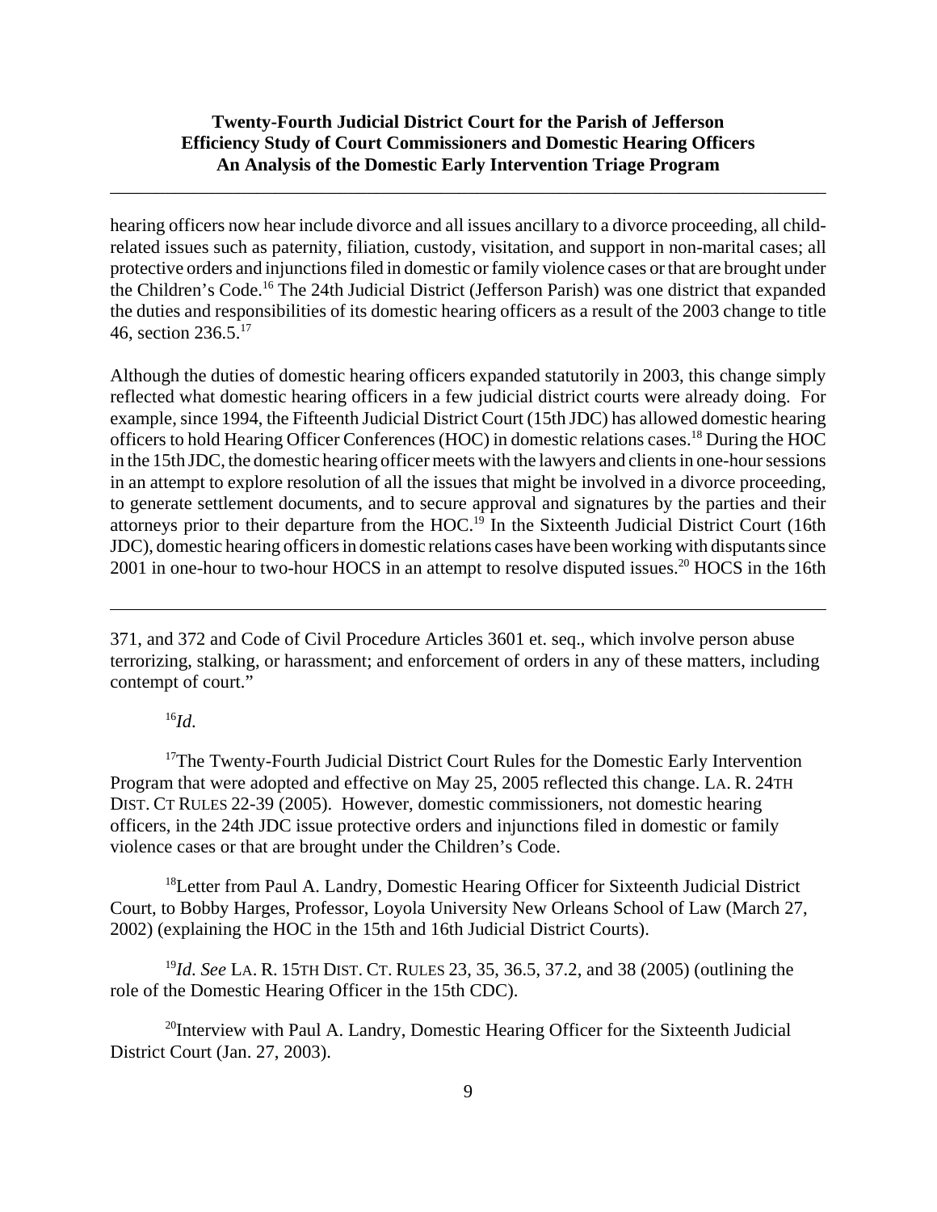hearing officers now hear include divorce and all issues ancillary to a divorce proceeding, all child-related issues such as paternity, filiation, custody, visitation, and support in non-marital cases; all protective orders and injunctions filed in domestic or family violence cases or that are brought under the Children's Code.[16] The 24th Judicial District (Jefferson Parish) was one district that expanded the duties and responsibilities of its domestic hearing officers as a result of the 2003 change to title 46, section 236.5.[17]

Although the duties of domestic hearing officers expanded statutorily in 2003, this change simply reflected what domestic hearing officers in a few judicial district courts were already doing. For example, since 1994, the Fifteenth Judicial District Court (15th JDC) has allowed domestic hearing officers to hold Hearing Officer Conferences (HOC) in domestic relations cases.[18] During the HOC in the 15th JDC, the domestic hearing officer meets with the lawyers and clients in one-hour sessions in an attempt to explore resolution of all the issues that might be involved in a divorce proceeding, to generate settlement documents, and to secure approval and signatures by the parties and their attorneys prior to their departure from the HOC.[19] In the Sixteenth Judicial District Court (16th JDC), domestic hearing officers in domestic relations cases have been working with disputants since 2001 in one-hour to two-hour HOCS in an attempt to resolve disputed issues.[20] HOCS in the 16th

---

371, and 372 and Code of Civil Procedure Articles 3601 et. seq., which involve person abuse terrorizing, stalking, or harassment; and enforcement of orders in any of these matters, including contempt of court."

[16] *Id.*

[17] The Twenty-Fourth Judicial District Court Rules for the Domestic Early Intervention Program that were adopted and effective on May 25, 2005 reflected this change. LA. R. 24TH DIST. CT RULES 22-39 (2005). However, domestic commissioners, not domestic hearing officers, in the 24th JDC issue protective orders and injunctions filed in domestic or family violence cases or that are brought under the Children's Code.

[18] Letter from Paul A. Landry, Domestic Hearing Officer for Sixteenth Judicial District Court, to Bobby Harges, Professor, Loyola University New Orleans School of Law (March 27, 2002) (explaining the HOC in the 15th and 16th Judicial District Courts).

[19] *Id. See* LA. R. 15TH DIST. CT. RULES 23, 35, 36.5, 37.2, and 38 (2005) (outlining the role of the Domestic Hearing Officer in the 15th CDC).

[20] Interview with Paul A. Landry, Domestic Hearing Officer for the Sixteenth Judicial District Court (Jan. 27, 2003).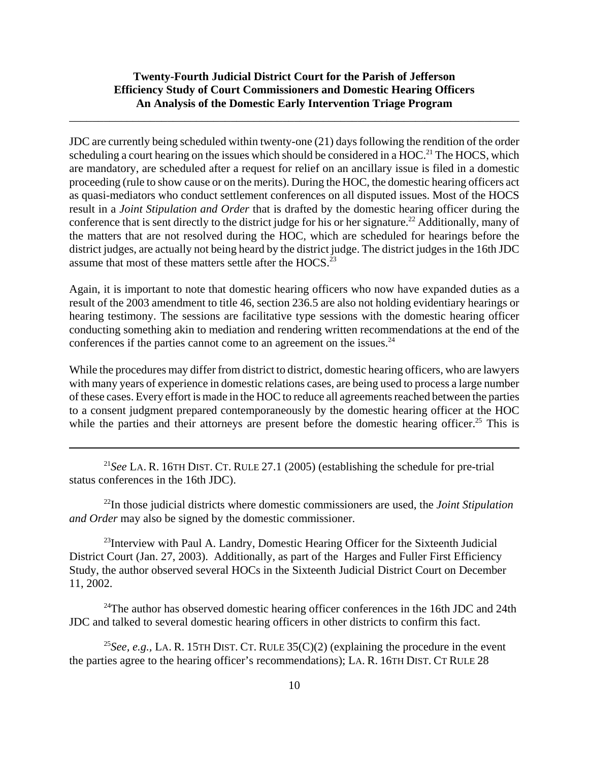JDC are currently being scheduled within twenty-one (21) days following the rendition of the order scheduling a court hearing on the issues which should be considered in a HOC.[21] The HOCS, which are mandatory, are scheduled after a request for relief on an ancillary issue is filed in a domestic proceeding (rule to show cause or on the merits). During the HOC, the domestic hearing officers act as quasi-mediators who conduct settlement conferences on all disputed issues. Most of the HOCS result in a *Joint Stipulation and Order* that is drafted by the domestic hearing officer during the conference that is sent directly to the district judge for his or her signature.[22] Additionally, many of the matters that are not resolved during the HOC, which are scheduled for hearings before the district judges, are actually not being heard by the district judge. The district judges in the 16th JDC assume that most of these matters settle after the HOCS.[23]

Again, it is important to note that domestic hearing officers who now have expanded duties as a result of the 2003 amendment to title 46, section 236.5 are also not holding evidentiary hearings or hearing testimony. The sessions are facilitative type sessions with the domestic hearing officer conducting something akin to mediation and rendering written recommendations at the end of the conferences if the parties cannot come to an agreement on the issues.[24]

While the procedures may differ from district to district, domestic hearing officers, who are lawyers with many years of experience in domestic relations cases, are being used to process a large number of these cases. Every effort is made in the HOC to reduce all agreements reached between the parties to a consent judgment prepared contemporaneously by the domestic hearing officer at the HOC while the parties and their attorneys are present before the domestic hearing officer.[25] This is

---

[21]*See* LA. R. 16TH DIST. CT. RULE 27.1 (2005) (establishing the schedule for pre-trial status conferences in the 16th JDC).

[22]In those judicial districts where domestic commissioners are used, the *Joint Stipulation and Order* may also be signed by the domestic commissioner.

[23]Interview with Paul A. Landry, Domestic Hearing Officer for the Sixteenth Judicial District Court (Jan. 27, 2003). Additionally, as part of the Harges and Fuller First Efficiency Study, the author observed several HOCs in the Sixteenth Judicial District Court on December 11, 2002.

[24]The author has observed domestic hearing officer conferences in the 16th JDC and 24th JDC and talked to several domestic hearing officers in other districts to confirm this fact.

[25]*See, e.g.,* LA. R. 15TH DIST. CT. RULE 35(C)(2) (explaining the procedure in the event the parties agree to the hearing officer's recommendations); LA. R. 16TH DIST. CT RULE 28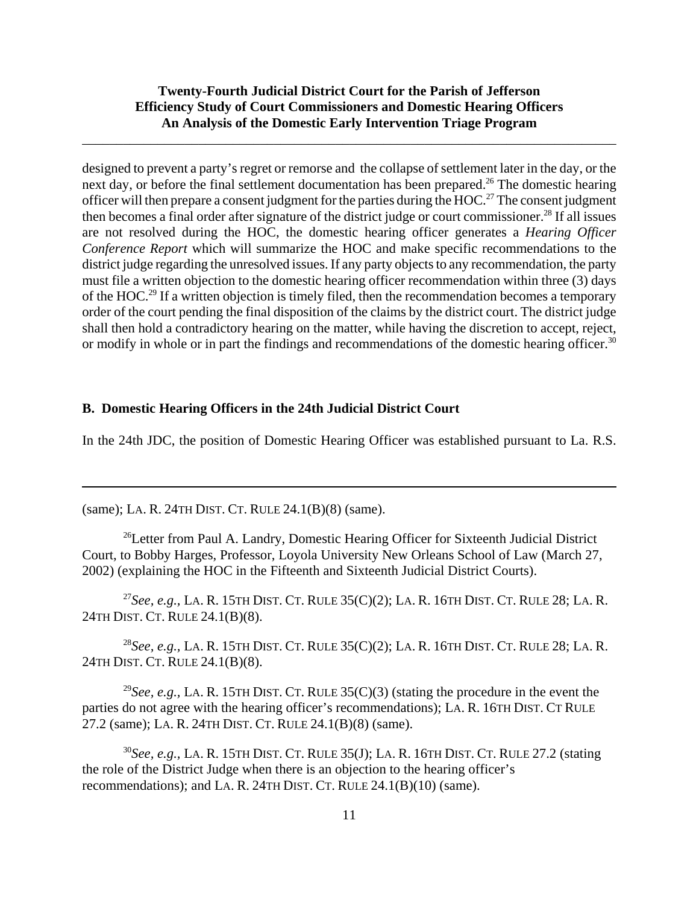designed to prevent a party's regret or remorse and the collapse of settlement later in the day, or the next day, or before the final settlement documentation has been prepared.[26] The domestic hearing officer will then prepare a consent judgment for the parties during the HOC.[27] The consent judgment then becomes a final order after signature of the district judge or court commissioner.[28] If all issues are not resolved during the HOC, the domestic hearing officer generates a *Hearing Officer Conference Report* which will summarize the HOC and make specific recommendations to the district judge regarding the unresolved issues. If any party objects to any recommendation, the party must file a written objection to the domestic hearing officer recommendation within three (3) days of the HOC.[29] If a written objection is timely filed, then the recommendation becomes a temporary order of the court pending the final disposition of the claims by the district court. The district judge shall then hold a contradictory hearing on the matter, while having the discretion to accept, reject, or modify in whole or in part the findings and recommendations of the domestic hearing officer.[30]

### B. Domestic Hearing Officers in the 24th Judicial District Court

In the 24th JDC, the position of Domestic Hearing Officer was established pursuant to La. R.S.

---

(same); LA. R. 24TH DIST. CT. RULE 24.1(B)(8) (same).

[26] Letter from Paul A. Landry, Domestic Hearing Officer for Sixteenth Judicial District Court, to Bobby Harges, Professor, Loyola University New Orleans School of Law (March 27, 2002) (explaining the HOC in the Fifteenth and Sixteenth Judicial District Courts).

[27] *See, e.g.,* LA. R. 15TH DIST. CT. RULE 35(C)(2); LA. R. 16TH DIST. CT. RULE 28; LA. R. 24TH DIST. CT. RULE 24.1(B)(8).

[28] *See, e.g.,* LA. R. 15TH DIST. CT. RULE 35(C)(2); LA. R. 16TH DIST. CT. RULE 28; LA. R. 24TH DIST. CT. RULE 24.1(B)(8).

[29] *See, e.g.,* LA. R. 15TH DIST. CT. RULE 35(C)(3) (stating the procedure in the event the parties do not agree with the hearing officer's recommendations); LA. R. 16TH DIST. CT RULE 27.2 (same); LA. R. 24TH DIST. CT. RULE 24.1(B)(8) (same).

[30] *See, e.g.,* LA. R. 15TH DIST. CT. RULE 35(J); LA. R. 16TH DIST. CT. RULE 27.2 (stating the role of the District Judge when there is an objection to the hearing officer's recommendations); and LA. R. 24TH DIST. CT. RULE 24.1(B)(10) (same).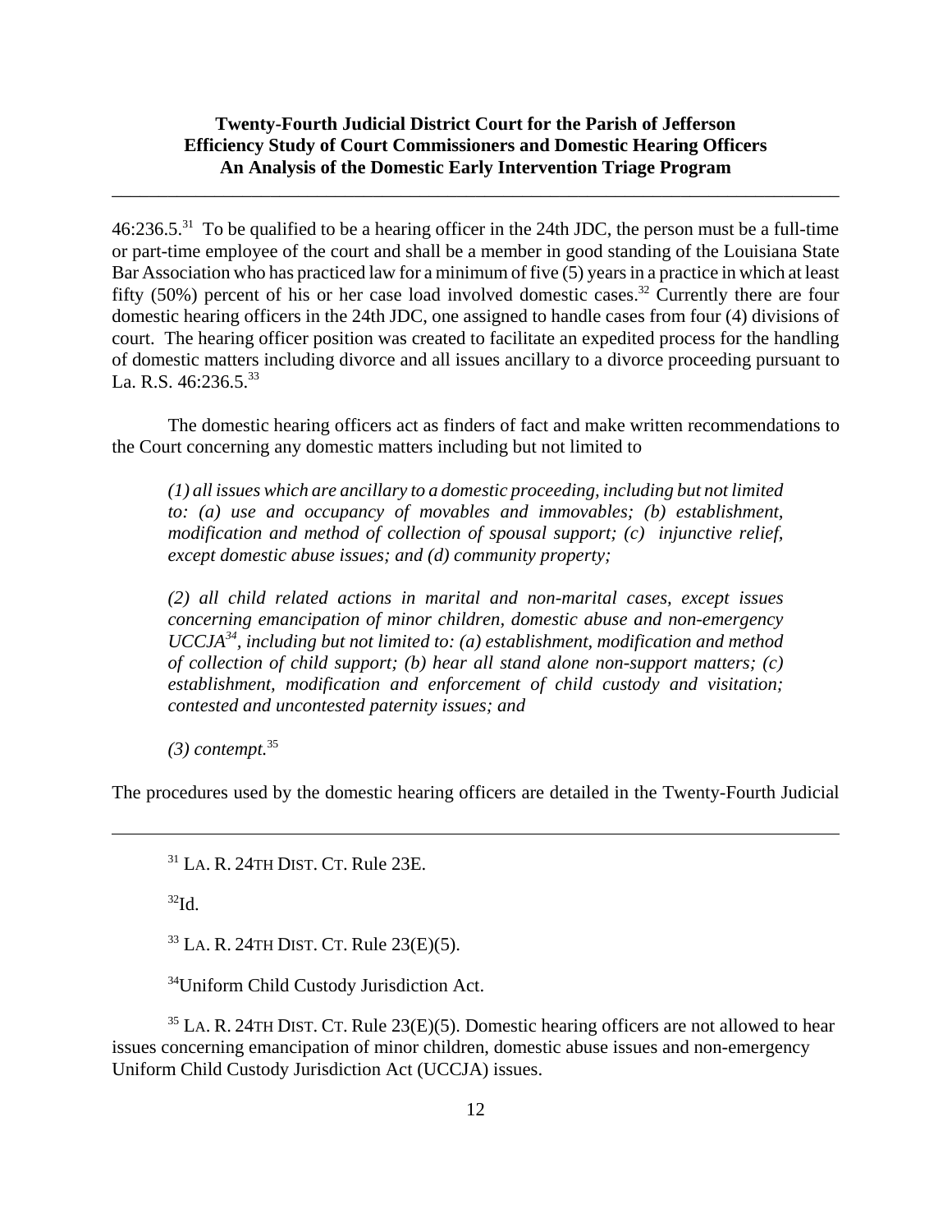46:236.5.[31] To be qualified to be a hearing officer in the 24th JDC, the person must be a full-time or part-time employee of the court and shall be a member in good standing of the Louisiana State Bar Association who has practiced law for a minimum of five (5) years in a practice in which at least fifty (50%) percent of his or her case load involved domestic cases.[32] Currently there are four domestic hearing officers in the 24th JDC, one assigned to handle cases from four (4) divisions of court. The hearing officer position was created to facilitate an expedited process for the handling of domestic matters including divorce and all issues ancillary to a divorce proceeding pursuant to La. R.S. 46:236.5.[33]

The domestic hearing officers act as finders of fact and make written recommendations to the Court concerning any domestic matters including but not limited to

> *(1) all issues which are ancillary to a domestic proceeding, including but not limited to: (a) use and occupancy of movables and immovables; (b) establishment, modification and method of collection of spousal support; (c) injunctive relief, except domestic abuse issues; and (d) community property;*
>
> *(2) all child related actions in marital and non-marital cases, except issues concerning emancipation of minor children, domestic abuse and non-emergency UCCJA[34], including but not limited to: (a) establishment, modification and method of collection of child support; (b) hear all stand alone non-support matters; (c) establishment, modification and enforcement of child custody and visitation; contested and uncontested paternity issues; and*
>
> *(3) contempt.*[35]

The procedures used by the domestic hearing officers are detailed in the Twenty-Fourth Judicial

---

[31] LA. R. 24TH DIST. CT. Rule 23E.

[32] Id.

[33] LA. R. 24TH DIST. CT. Rule 23(E)(5).

[34] Uniform Child Custody Jurisdiction Act.

[35] LA. R. 24TH DIST. CT. Rule 23(E)(5). Domestic hearing officers are not allowed to hear issues concerning emancipation of minor children, domestic abuse issues and non-emergency Uniform Child Custody Jurisdiction Act (UCCJA) issues.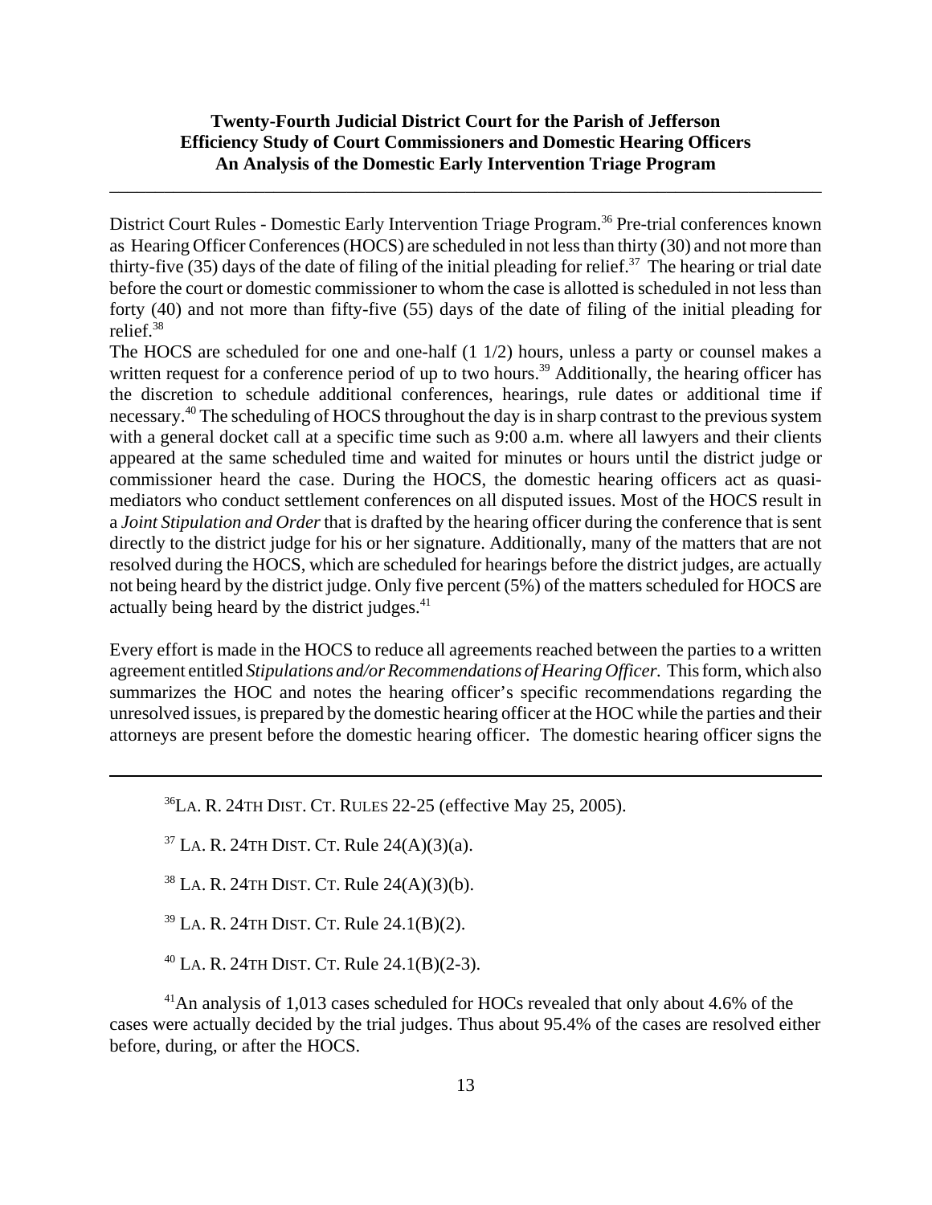District Court Rules - Domestic Early Intervention Triage Program.[36] Pre-trial conferences known as Hearing Officer Conferences (HOCS) are scheduled in not less than thirty (30) and not more than thirty-five (35) days of the date of filing of the initial pleading for relief.[37] The hearing or trial date before the court or domestic commissioner to whom the case is allotted is scheduled in not less than forty (40) and not more than fifty-five (55) days of the date of filing of the initial pleading for relief.[38]

The HOCS are scheduled for one and one-half (1 1/2) hours, unless a party or counsel makes a written request for a conference period of up to two hours.[39] Additionally, the hearing officer has the discretion to schedule additional conferences, hearings, rule dates or additional time if necessary.[40] The scheduling of HOCS throughout the day is in sharp contrast to the previous system with a general docket call at a specific time such as 9:00 a.m. where all lawyers and their clients appeared at the same scheduled time and waited for minutes or hours until the district judge or commissioner heard the case. During the HOCS, the domestic hearing officers act as quasi-mediators who conduct settlement conferences on all disputed issues. Most of the HOCS result in a *Joint Stipulation and Order* that is drafted by the hearing officer during the conference that is sent directly to the district judge for his or her signature. Additionally, many of the matters that are not resolved during the HOCS, which are scheduled for hearings before the district judges, are actually not being heard by the district judge. Only five percent (5%) of the matters scheduled for HOCS are actually being heard by the district judges.[41]

Every effort is made in the HOCS to reduce all agreements reached between the parties to a written agreement entitled *Stipulations and/or Recommendations of Hearing Officer.* This form, which also summarizes the HOC and notes the hearing officer's specific recommendations regarding the unresolved issues, is prepared by the domestic hearing officer at the HOC while the parties and their attorneys are present before the domestic hearing officer. The domestic hearing officer signs the

---

[36] LA. R. 24TH DIST. CT. RULES 22-25 (effective May 25, 2005).

[37] LA. R. 24TH DIST. CT. Rule 24(A)(3)(a).

[38] LA. R. 24TH DIST. CT. Rule 24(A)(3)(b).

[39] LA. R. 24TH DIST. CT. Rule 24.1(B)(2).

[40] LA. R. 24TH DIST. CT. Rule 24.1(B)(2-3).

[41] An analysis of 1,013 cases scheduled for HOCs revealed that only about 4.6% of the cases were actually decided by the trial judges. Thus about 95.4% of the cases are resolved either before, during, or after the HOCS.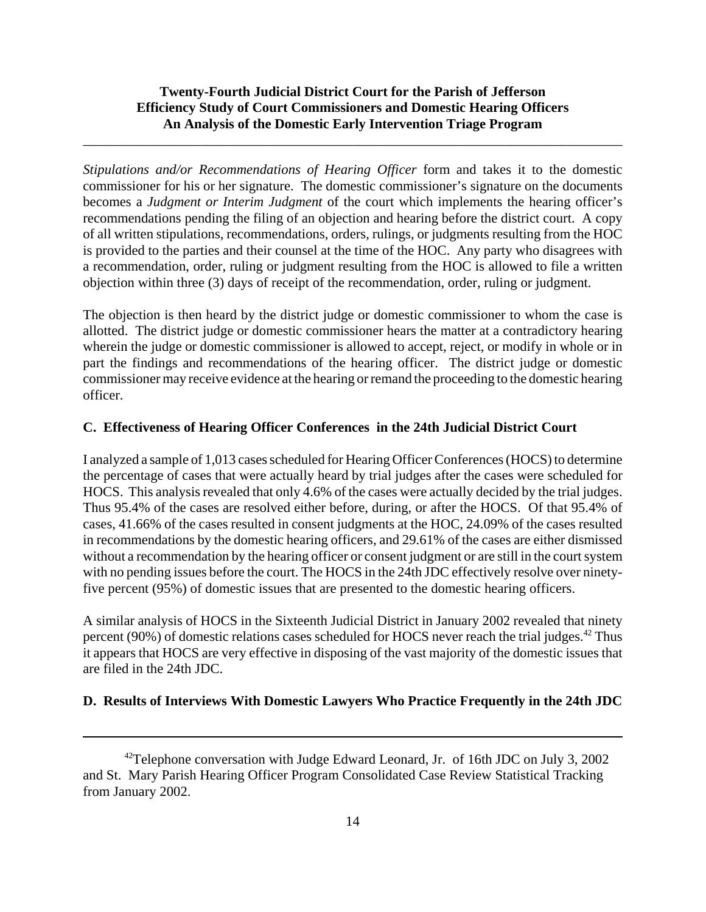*Stipulations and/or Recommendations of Hearing Officer* form and takes it to the domestic commissioner for his or her signature. The domestic commissioner's signature on the documents becomes a *Judgment or Interim Judgment* of the court which implements the hearing officer's recommendations pending the filing of an objection and hearing before the district court. A copy of all written stipulations, recommendations, orders, rulings, or judgments resulting from the HOC is provided to the parties and their counsel at the time of the HOC. Any party who disagrees with a recommendation, order, ruling or judgment resulting from the HOC is allowed to file a written objection within three (3) days of receipt of the recommendation, order, ruling or judgment.

The objection is then heard by the district judge or domestic commissioner to whom the case is allotted. The district judge or domestic commissioner hears the matter at a contradictory hearing wherein the judge or domestic commissioner is allowed to accept, reject, or modify in whole or in part the findings and recommendations of the hearing officer. The district judge or domestic commissioner may receive evidence at the hearing or remand the proceeding to the domestic hearing officer.

### C. Effectiveness of Hearing Officer Conferences in the 24th Judicial District Court

I analyzed a sample of 1,013 cases scheduled for Hearing Officer Conferences (HOCS) to determine the percentage of cases that were actually heard by trial judges after the cases were scheduled for HOCS. This analysis revealed that only 4.6% of the cases were actually decided by the trial judges. Thus 95.4% of the cases are resolved either before, during, or after the HOCS. Of that 95.4% of cases, 41.66% of the cases resulted in consent judgments at the HOC, 24.09% of the cases resulted in recommendations by the domestic hearing officers, and 29.61% of the cases are either dismissed without a recommendation by the hearing officer or consent judgment or are still in the court system with no pending issues before the court. The HOCS in the 24th JDC effectively resolve over ninety-five percent (95%) of domestic issues that are presented to the domestic hearing officers.

A similar analysis of HOCS in the Sixteenth Judicial District in January 2002 revealed that ninety percent (90%) of domestic relations cases scheduled for HOCS never reach the trial judges.[42] Thus it appears that HOCS are very effective in disposing of the vast majority of the domestic issues that are filed in the 24th JDC.

### D. Results of Interviews With Domestic Lawyers Who Practice Frequently in the 24th JDC

[42] Telephone conversation with Judge Edward Leonard, Jr. of 16th JDC on July 3, 2002 and St. Mary Parish Hearing Officer Program Consolidated Case Review Statistical Tracking from January 2002.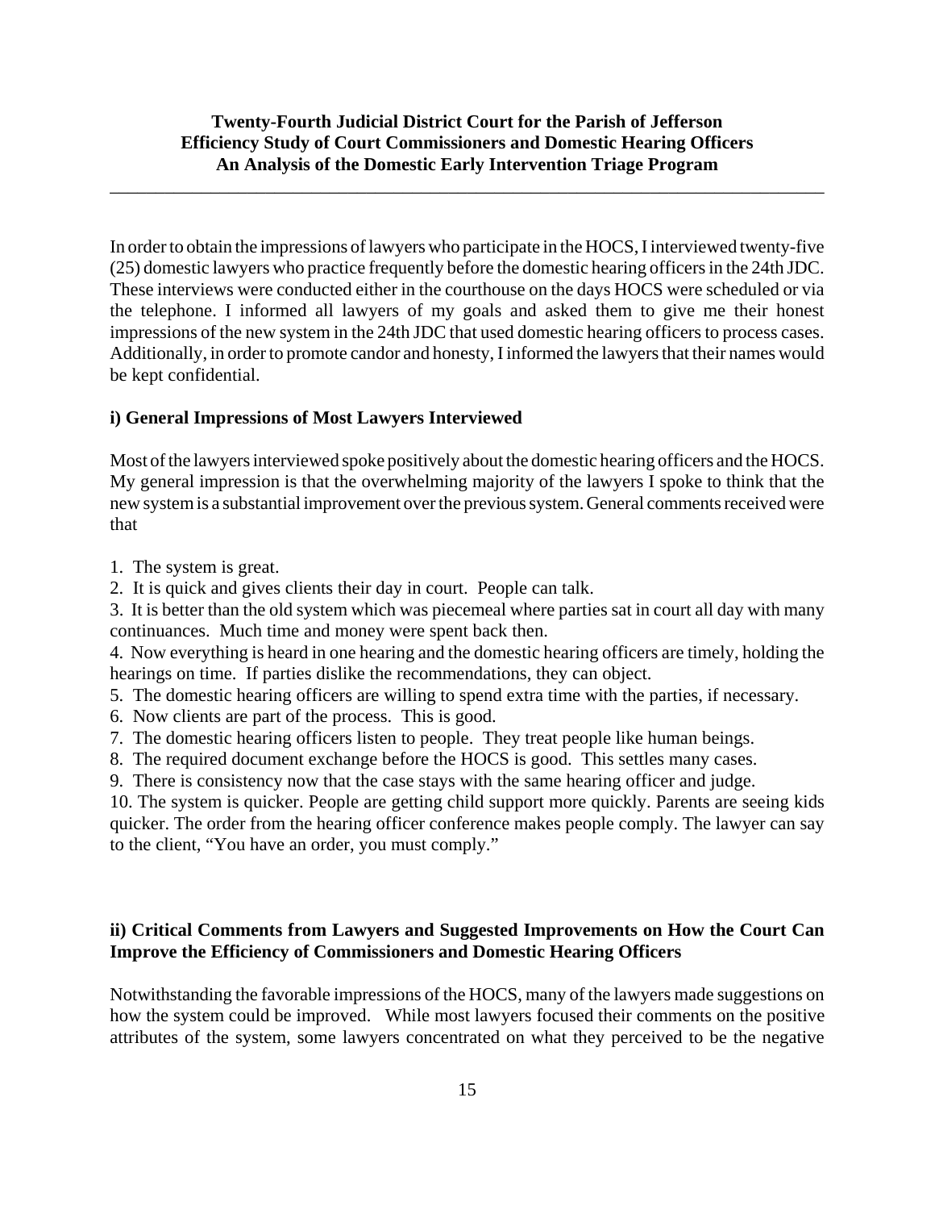In order to obtain the impressions of lawyers who participate in the HOCS, I interviewed twenty-five (25) domestic lawyers who practice frequently before the domestic hearing officers in the 24th JDC. These interviews were conducted either in the courthouse on the days HOCS were scheduled or via the telephone. I informed all lawyers of my goals and asked them to give me their honest impressions of the new system in the 24th JDC that used domestic hearing officers to process cases. Additionally, in order to promote candor and honesty, I informed the lawyers that their names would be kept confidential.

**i) General Impressions of Most Lawyers Interviewed**

Most of the lawyers interviewed spoke positively about the domestic hearing officers and the HOCS. My general impression is that the overwhelming majority of the lawyers I spoke to think that the new system is a substantial improvement over the previous system. General comments received were that

1. The system is great.
2. It is quick and gives clients their day in court. People can talk.
3. It is better than the old system which was piecemeal where parties sat in court all day with many continuances. Much time and money were spent back then.
4. Now everything is heard in one hearing and the domestic hearing officers are timely, holding the hearings on time. If parties dislike the recommendations, they can object.
5. The domestic hearing officers are willing to spend extra time with the parties, if necessary.
6. Now clients are part of the process. This is good.
7. The domestic hearing officers listen to people. They treat people like human beings.
8. The required document exchange before the HOCS is good. This settles many cases.
9. There is consistency now that the case stays with the same hearing officer and judge.
10. The system is quicker. People are getting child support more quickly. Parents are seeing kids quicker. The order from the hearing officer conference makes people comply. The lawyer can say to the client, "You have an order, you must comply."

**ii) Critical Comments from Lawyers and Suggested Improvements on How the Court Can Improve the Efficiency of Commissioners and Domestic Hearing Officers**

Notwithstanding the favorable impressions of the HOCS, many of the lawyers made suggestions on how the system could be improved. While most lawyers focused their comments on the positive attributes of the system, some lawyers concentrated on what they perceived to be the negative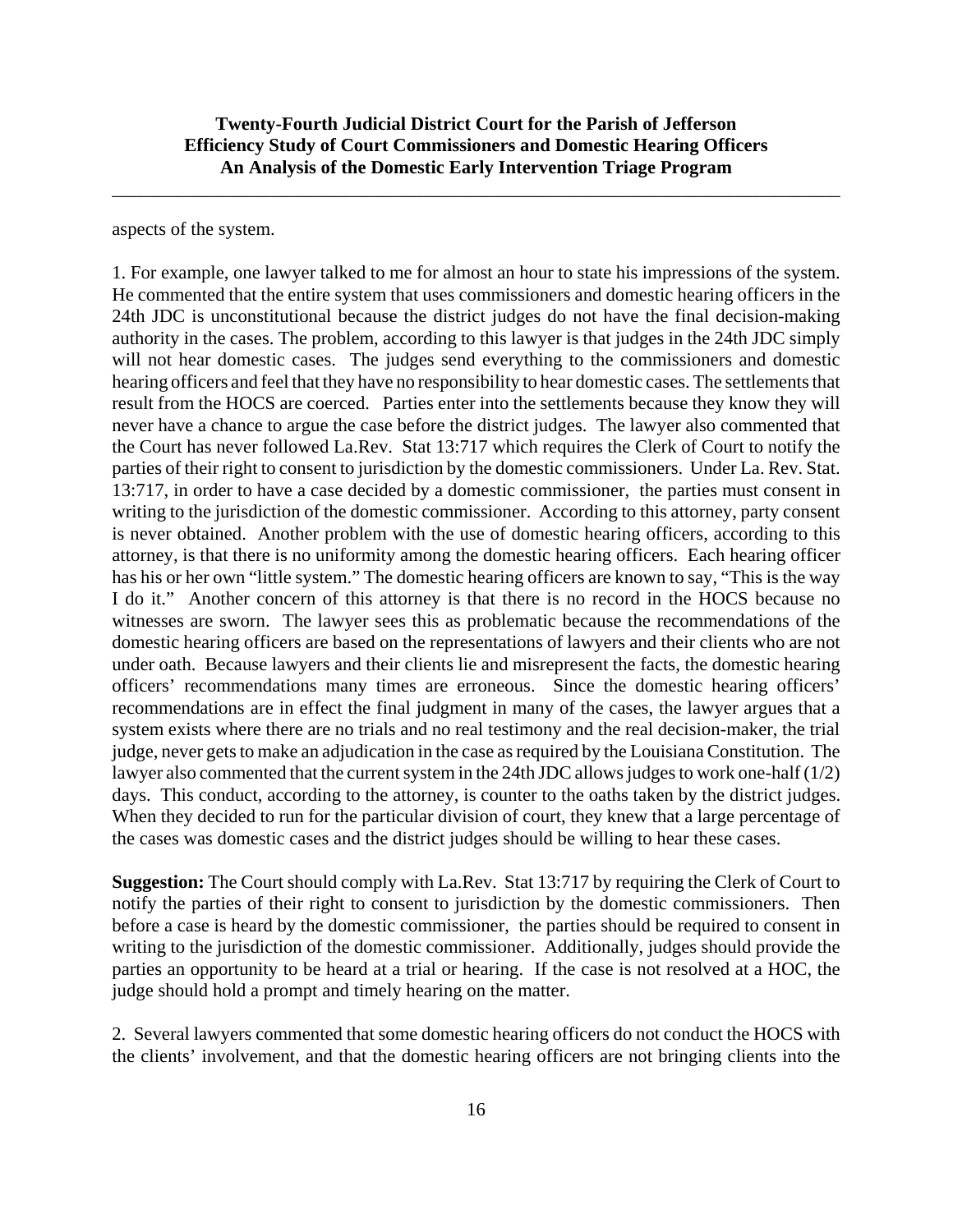aspects of the system.

1. For example, one lawyer talked to me for almost an hour to state his impressions of the system. He commented that the entire system that uses commissioners and domestic hearing officers in the 24th JDC is unconstitutional because the district judges do not have the final decision-making authority in the cases. The problem, according to this lawyer is that judges in the 24th JDC simply will not hear domestic cases. The judges send everything to the commissioners and domestic hearing officers and feel that they have no responsibility to hear domestic cases. The settlements that result from the HOCS are coerced. Parties enter into the settlements because they know they will never have a chance to argue the case before the district judges. The lawyer also commented that the Court has never followed La.Rev. Stat 13:717 which requires the Clerk of Court to notify the parties of their right to consent to jurisdiction by the domestic commissioners. Under La. Rev. Stat. 13:717, in order to have a case decided by a domestic commissioner, the parties must consent in writing to the jurisdiction of the domestic commissioner. According to this attorney, party consent is never obtained. Another problem with the use of domestic hearing officers, according to this attorney, is that there is no uniformity among the domestic hearing officers. Each hearing officer has his or her own "little system." The domestic hearing officers are known to say, "This is the way I do it." Another concern of this attorney is that there is no record in the HOCS because no witnesses are sworn. The lawyer sees this as problematic because the recommendations of the domestic hearing officers are based on the representations of lawyers and their clients who are not under oath. Because lawyers and their clients lie and misrepresent the facts, the domestic hearing officers' recommendations many times are erroneous. Since the domestic hearing officers' recommendations are in effect the final judgment in many of the cases, the lawyer argues that a system exists where there are no trials and no real testimony and the real decision-maker, the trial judge, never gets to make an adjudication in the case as required by the Louisiana Constitution. The lawyer also commented that the current system in the 24th JDC allows judges to work one-half (1/2) days. This conduct, according to the attorney, is counter to the oaths taken by the district judges. When they decided to run for the particular division of court, they knew that a large percentage of the cases was domestic cases and the district judges should be willing to hear these cases.

**Suggestion:** The Court should comply with La.Rev. Stat 13:717 by requiring the Clerk of Court to notify the parties of their right to consent to jurisdiction by the domestic commissioners. Then before a case is heard by the domestic commissioner, the parties should be required to consent in writing to the jurisdiction of the domestic commissioner. Additionally, judges should provide the parties an opportunity to be heard at a trial or hearing. If the case is not resolved at a HOC, the judge should hold a prompt and timely hearing on the matter.

2. Several lawyers commented that some domestic hearing officers do not conduct the HOCS with the clients' involvement, and that the domestic hearing officers are not bringing clients into the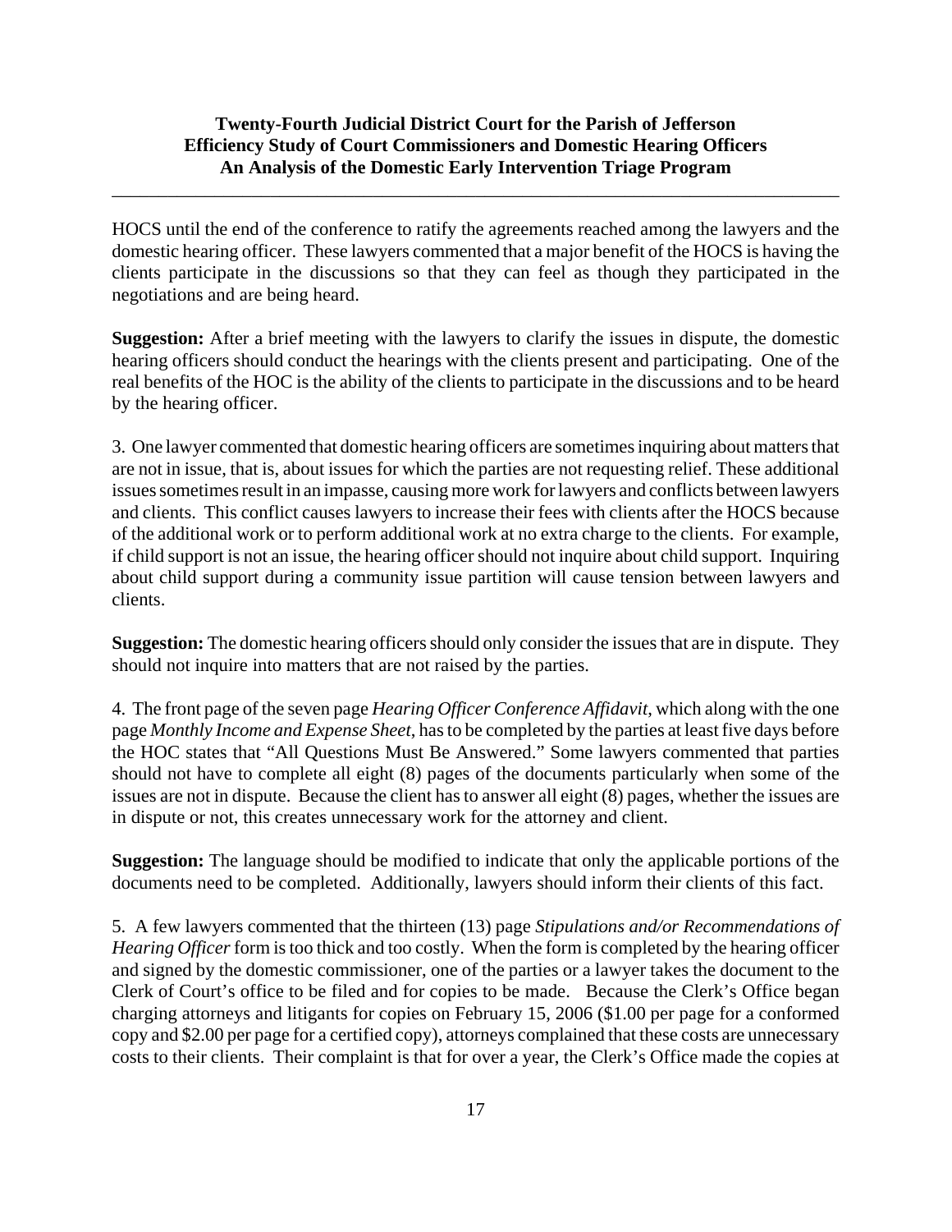HOCS until the end of the conference to ratify the agreements reached among the lawyers and the domestic hearing officer. These lawyers commented that a major benefit of the HOCS is having the clients participate in the discussions so that they can feel as though they participated in the negotiations and are being heard.

**Suggestion:** After a brief meeting with the lawyers to clarify the issues in dispute, the domestic hearing officers should conduct the hearings with the clients present and participating. One of the real benefits of the HOC is the ability of the clients to participate in the discussions and to be heard by the hearing officer.

3. One lawyer commented that domestic hearing officers are sometimes inquiring about matters that are not in issue, that is, about issues for which the parties are not requesting relief. These additional issues sometimes result in an impasse, causing more work for lawyers and conflicts between lawyers and clients. This conflict causes lawyers to increase their fees with clients after the HOCS because of the additional work or to perform additional work at no extra charge to the clients. For example, if child support is not an issue, the hearing officer should not inquire about child support. Inquiring about child support during a community issue partition will cause tension between lawyers and clients.

**Suggestion:** The domestic hearing officers should only consider the issues that are in dispute. They should not inquire into matters that are not raised by the parties.

4. The front page of the seven page *Hearing Officer Conference Affidavit*, which along with the one page *Monthly Income and Expense Sheet*, has to be completed by the parties at least five days before the HOC states that "All Questions Must Be Answered." Some lawyers commented that parties should not have to complete all eight (8) pages of the documents particularly when some of the issues are not in dispute. Because the client has to answer all eight (8) pages, whether the issues are in dispute or not, this creates unnecessary work for the attorney and client.

**Suggestion:** The language should be modified to indicate that only the applicable portions of the documents need to be completed. Additionally, lawyers should inform their clients of this fact.

5. A few lawyers commented that the thirteen (13) page *Stipulations and/or Recommendations of Hearing Officer* form is too thick and too costly. When the form is completed by the hearing officer and signed by the domestic commissioner, one of the parties or a lawyer takes the document to the Clerk of Court's office to be filed and for copies to be made. Because the Clerk's Office began charging attorneys and litigants for copies on February 15, 2006 ($1.00 per page for a conformed copy and $2.00 per page for a certified copy), attorneys complained that these costs are unnecessary costs to their clients. Their complaint is that for over a year, the Clerk's Office made the copies at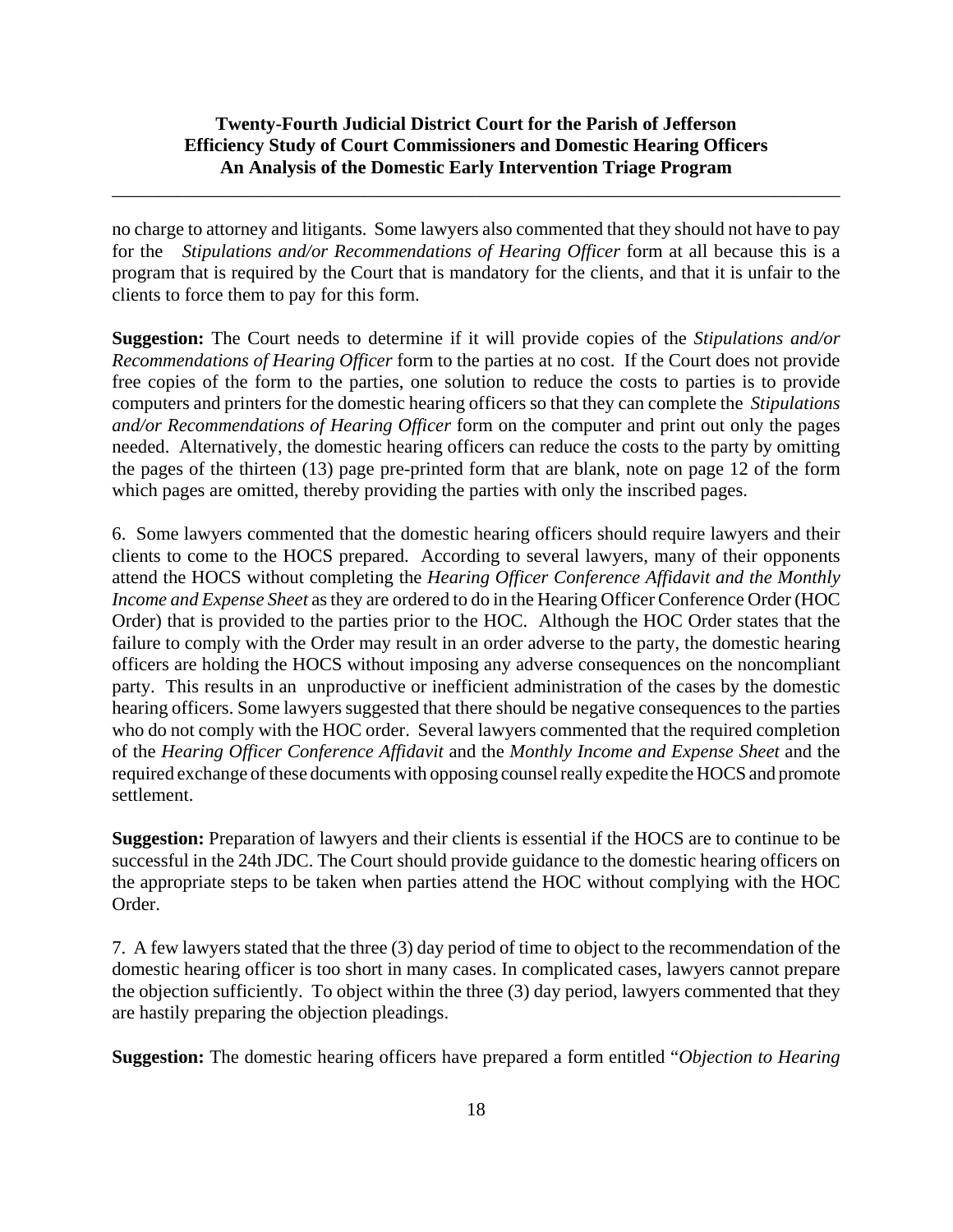no charge to attorney and litigants. Some lawyers also commented that they should not have to pay for the *Stipulations and/or Recommendations of Hearing Officer* form at all because this is a program that is required by the Court that is mandatory for the clients, and that it is unfair to the clients to force them to pay for this form.

**Suggestion:** The Court needs to determine if it will provide copies of the *Stipulations and/or Recommendations of Hearing Officer* form to the parties at no cost. If the Court does not provide free copies of the form to the parties, one solution to reduce the costs to parties is to provide computers and printers for the domestic hearing officers so that they can complete the *Stipulations and/or Recommendations of Hearing Officer* form on the computer and print out only the pages needed. Alternatively, the domestic hearing officers can reduce the costs to the party by omitting the pages of the thirteen (13) page pre-printed form that are blank, note on page 12 of the form which pages are omitted, thereby providing the parties with only the inscribed pages.

6. Some lawyers commented that the domestic hearing officers should require lawyers and their clients to come to the HOCS prepared. According to several lawyers, many of their opponents attend the HOCS without completing the *Hearing Officer Conference Affidavit and the Monthly Income and Expense Sheet* as they are ordered to do in the Hearing Officer Conference Order (HOC Order) that is provided to the parties prior to the HOC. Although the HOC Order states that the failure to comply with the Order may result in an order adverse to the party, the domestic hearing officers are holding the HOCS without imposing any adverse consequences on the noncompliant party. This results in an unproductive or inefficient administration of the cases by the domestic hearing officers. Some lawyers suggested that there should be negative consequences to the parties who do not comply with the HOC order. Several lawyers commented that the required completion of the *Hearing Officer Conference Affidavit* and the *Monthly Income and Expense Sheet* and the required exchange of these documents with opposing counsel really expedite the HOCS and promote settlement.

**Suggestion:** Preparation of lawyers and their clients is essential if the HOCS are to continue to be successful in the 24th JDC. The Court should provide guidance to the domestic hearing officers on the appropriate steps to be taken when parties attend the HOC without complying with the HOC Order.

7. A few lawyers stated that the three (3) day period of time to object to the recommendation of the domestic hearing officer is too short in many cases. In complicated cases, lawyers cannot prepare the objection sufficiently. To object within the three (3) day period, lawyers commented that they are hastily preparing the objection pleadings.

**Suggestion:** The domestic hearing officers have prepared a form entitled "*Objection to Hearing*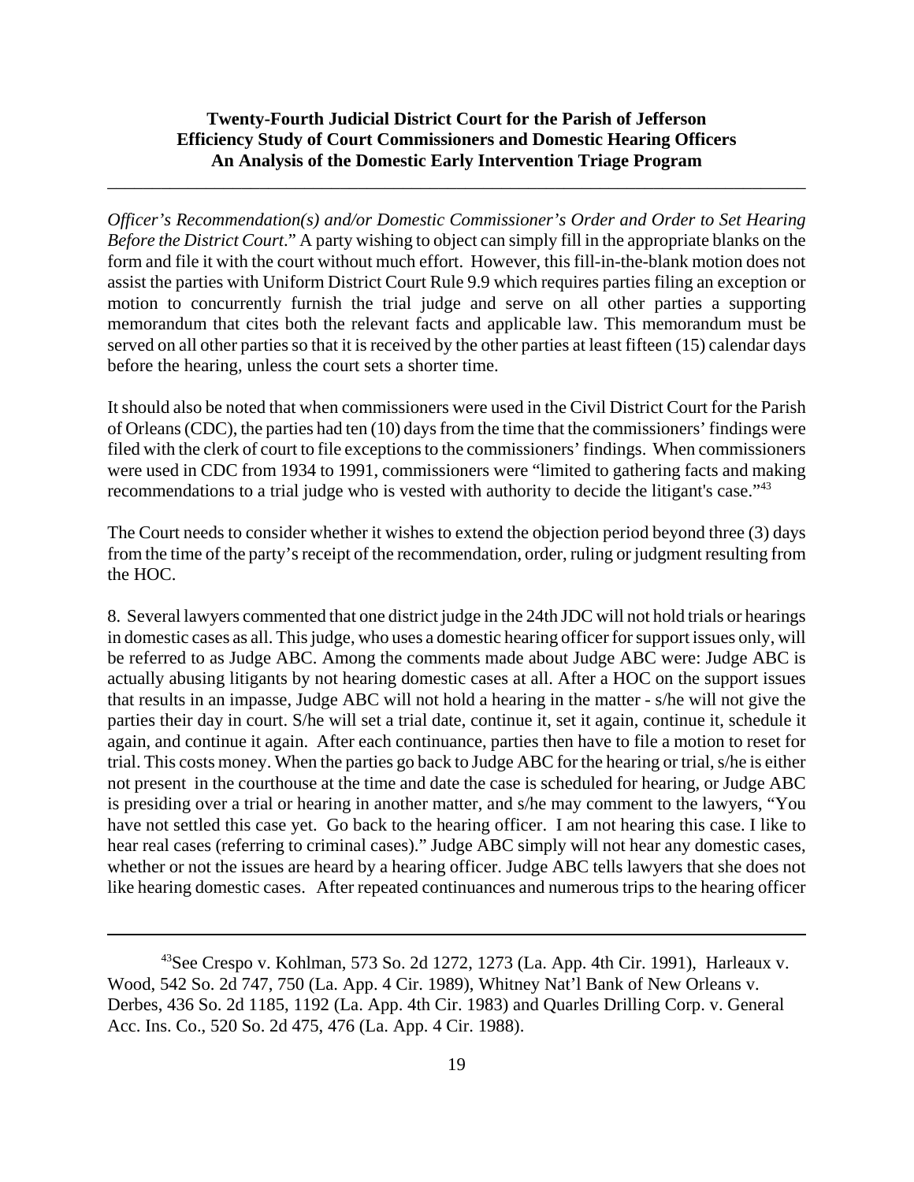*Officer's Recommendation(s) and/or Domestic Commissioner's Order and Order to Set Hearing Before the District Court*." A party wishing to object can simply fill in the appropriate blanks on the form and file it with the court without much effort. However, this fill-in-the-blank motion does not assist the parties with Uniform District Court Rule 9.9 which requires parties filing an exception or motion to concurrently furnish the trial judge and serve on all other parties a supporting memorandum that cites both the relevant facts and applicable law. This memorandum must be served on all other parties so that it is received by the other parties at least fifteen (15) calendar days before the hearing, unless the court sets a shorter time.

It should also be noted that when commissioners were used in the Civil District Court for the Parish of Orleans (CDC), the parties had ten (10) days from the time that the commissioners' findings were filed with the clerk of court to file exceptions to the commissioners' findings. When commissioners were used in CDC from 1934 to 1991, commissioners were "limited to gathering facts and making recommendations to a trial judge who is vested with authority to decide the litigant's case."[43]

The Court needs to consider whether it wishes to extend the objection period beyond three (3) days from the time of the party's receipt of the recommendation, order, ruling or judgment resulting from the HOC.

8. Several lawyers commented that one district judge in the 24th JDC will not hold trials or hearings in domestic cases as all. This judge, who uses a domestic hearing officer for support issues only, will be referred to as Judge ABC. Among the comments made about Judge ABC were: Judge ABC is actually abusing litigants by not hearing domestic cases at all. After a HOC on the support issues that results in an impasse, Judge ABC will not hold a hearing in the matter - s/he will not give the parties their day in court. S/he will set a trial date, continue it, set it again, continue it, schedule it again, and continue it again. After each continuance, parties then have to file a motion to reset for trial. This costs money. When the parties go back to Judge ABC for the hearing or trial, s/he is either not present in the courthouse at the time and date the case is scheduled for hearing, or Judge ABC is presiding over a trial or hearing in another matter, and s/he may comment to the lawyers, "You have not settled this case yet. Go back to the hearing officer. I am not hearing this case. I like to hear real cases (referring to criminal cases)." Judge ABC simply will not hear any domestic cases, whether or not the issues are heard by a hearing officer. Judge ABC tells lawyers that she does not like hearing domestic cases. After repeated continuances and numerous trips to the hearing officer

---

[43]See Crespo v. Kohlman, 573 So. 2d 1272, 1273 (La. App. 4th Cir. 1991), Harleaux v. Wood, 542 So. 2d 747, 750 (La. App. 4 Cir. 1989), Whitney Nat'l Bank of New Orleans v. Derbes, 436 So. 2d 1185, 1192 (La. App. 4th Cir. 1983) and Quarles Drilling Corp. v. General Acc. Ins. Co., 520 So. 2d 475, 476 (La. App. 4 Cir. 1988).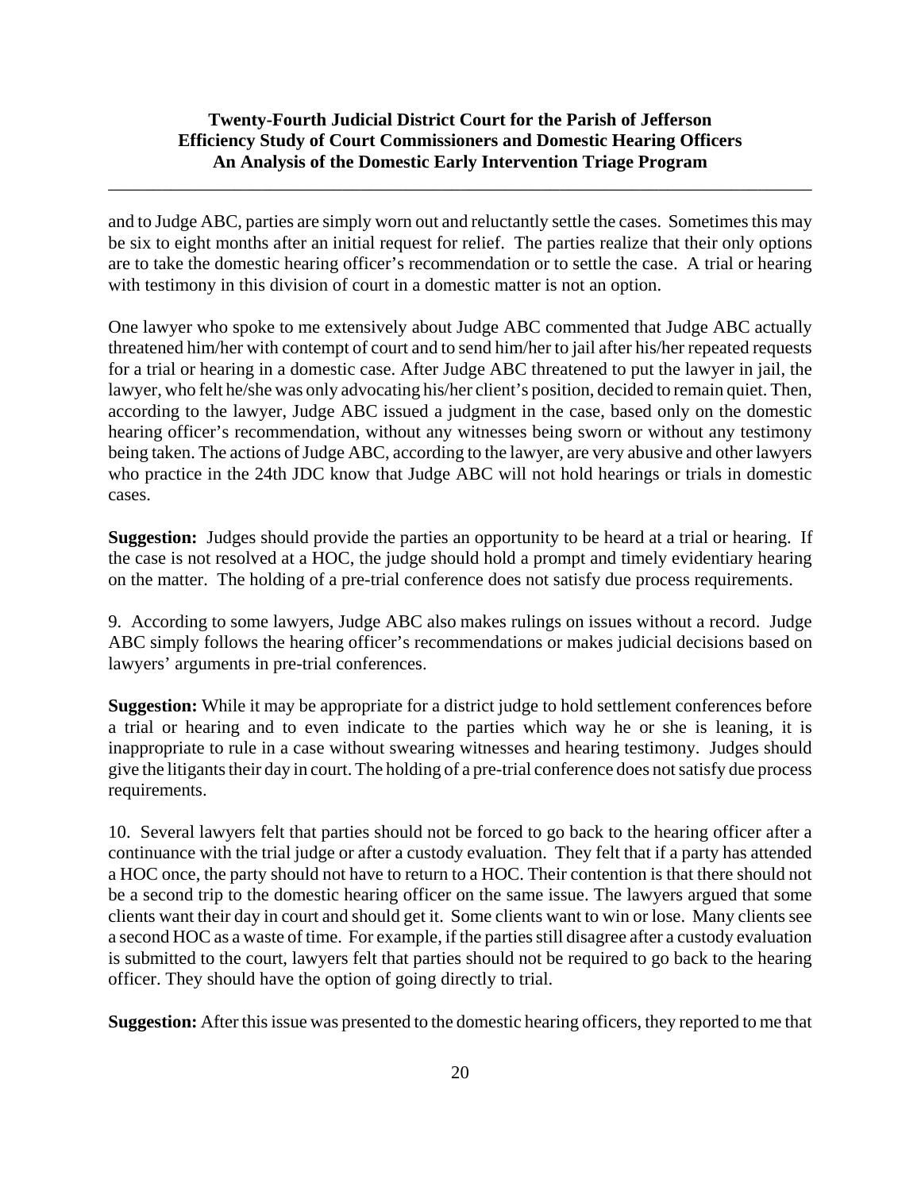and to Judge ABC, parties are simply worn out and reluctantly settle the cases. Sometimes this may be six to eight months after an initial request for relief. The parties realize that their only options are to take the domestic hearing officer's recommendation or to settle the case. A trial or hearing with testimony in this division of court in a domestic matter is not an option.

One lawyer who spoke to me extensively about Judge ABC commented that Judge ABC actually threatened him/her with contempt of court and to send him/her to jail after his/her repeated requests for a trial or hearing in a domestic case. After Judge ABC threatened to put the lawyer in jail, the lawyer, who felt he/she was only advocating his/her client's position, decided to remain quiet. Then, according to the lawyer, Judge ABC issued a judgment in the case, based only on the domestic hearing officer's recommendation, without any witnesses being sworn or without any testimony being taken. The actions of Judge ABC, according to the lawyer, are very abusive and other lawyers who practice in the 24th JDC know that Judge ABC will not hold hearings or trials in domestic cases.

**Suggestion:** Judges should provide the parties an opportunity to be heard at a trial or hearing. If the case is not resolved at a HOC, the judge should hold a prompt and timely evidentiary hearing on the matter. The holding of a pre-trial conference does not satisfy due process requirements.

9. According to some lawyers, Judge ABC also makes rulings on issues without a record. Judge ABC simply follows the hearing officer's recommendations or makes judicial decisions based on lawyers' arguments in pre-trial conferences.

**Suggestion:** While it may be appropriate for a district judge to hold settlement conferences before a trial or hearing and to even indicate to the parties which way he or she is leaning, it is inappropriate to rule in a case without swearing witnesses and hearing testimony. Judges should give the litigants their day in court. The holding of a pre-trial conference does not satisfy due process requirements.

10. Several lawyers felt that parties should not be forced to go back to the hearing officer after a continuance with the trial judge or after a custody evaluation. They felt that if a party has attended a HOC once, the party should not have to return to a HOC. Their contention is that there should not be a second trip to the domestic hearing officer on the same issue. The lawyers argued that some clients want their day in court and should get it. Some clients want to win or lose. Many clients see a second HOC as a waste of time. For example, if the parties still disagree after a custody evaluation is submitted to the court, lawyers felt that parties should not be required to go back to the hearing officer. They should have the option of going directly to trial.

**Suggestion:** After this issue was presented to the domestic hearing officers, they reported to me that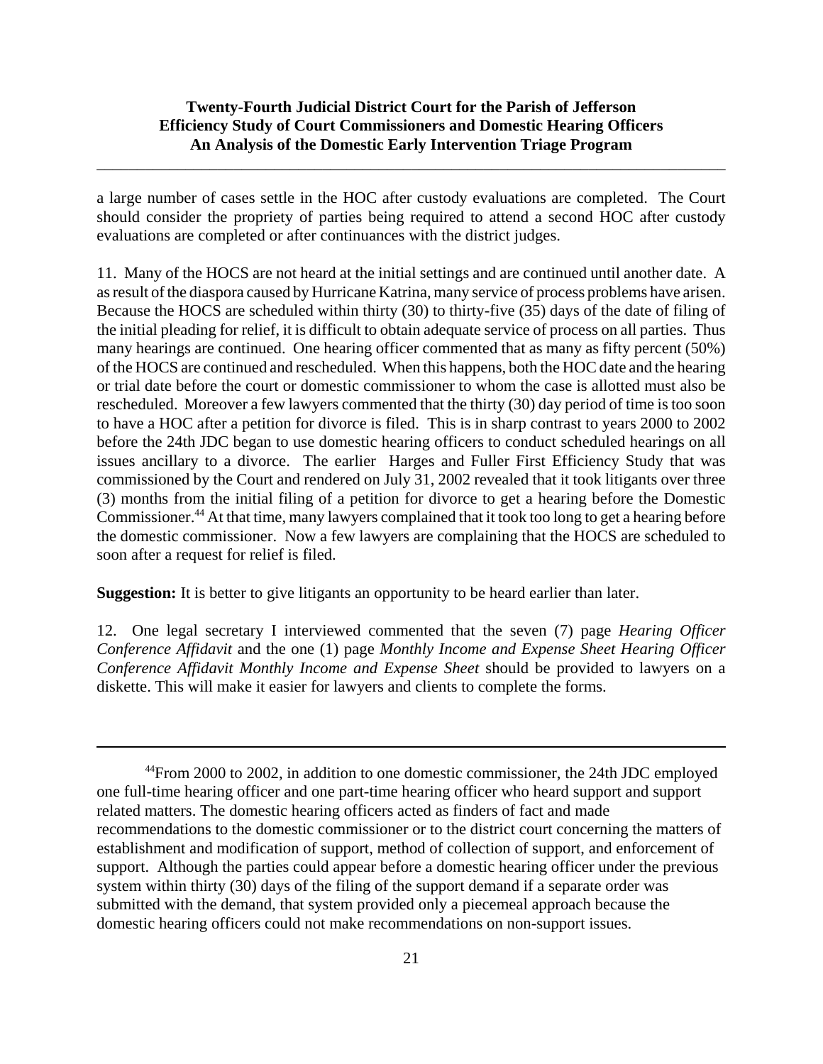a large number of cases settle in the HOC after custody evaluations are completed. The Court should consider the propriety of parties being required to attend a second HOC after custody evaluations are completed or after continuances with the district judges.

11. Many of the HOCS are not heard at the initial settings and are continued until another date. A as result of the diaspora caused by Hurricane Katrina, many service of process problems have arisen. Because the HOCS are scheduled within thirty (30) to thirty-five (35) days of the date of filing of the initial pleading for relief, it is difficult to obtain adequate service of process on all parties. Thus many hearings are continued. One hearing officer commented that as many as fifty percent (50%) of the HOCS are continued and rescheduled. When this happens, both the HOC date and the hearing or trial date before the court or domestic commissioner to whom the case is allotted must also be rescheduled. Moreover a few lawyers commented that the thirty (30) day period of time is too soon to have a HOC after a petition for divorce is filed. This is in sharp contrast to years 2000 to 2002 before the 24th JDC began to use domestic hearing officers to conduct scheduled hearings on all issues ancillary to a divorce. The earlier Harges and Fuller First Efficiency Study that was commissioned by the Court and rendered on July 31, 2002 revealed that it took litigants over three (3) months from the initial filing of a petition for divorce to get a hearing before the Domestic Commissioner.[44] At that time, many lawyers complained that it took too long to get a hearing before the domestic commissioner. Now a few lawyers are complaining that the HOCS are scheduled to soon after a request for relief is filed.

**Suggestion:** It is better to give litigants an opportunity to be heard earlier than later.

12. One legal secretary I interviewed commented that the seven (7) page *Hearing Officer Conference Affidavit* and the one (1) page *Monthly Income and Expense Sheet Hearing Officer Conference Affidavit Monthly Income and Expense Sheet* should be provided to lawyers on a diskette. This will make it easier for lawyers and clients to complete the forms.

---

[44]From 2000 to 2002, in addition to one domestic commissioner, the 24th JDC employed one full-time hearing officer and one part-time hearing officer who heard support and support related matters. The domestic hearing officers acted as finders of fact and made recommendations to the domestic commissioner or to the district court concerning the matters of establishment and modification of support, method of collection of support, and enforcement of support. Although the parties could appear before a domestic hearing officer under the previous system within thirty (30) days of the filing of the support demand if a separate order was submitted with the demand, that system provided only a piecemeal approach because the domestic hearing officers could not make recommendations on non-support issues.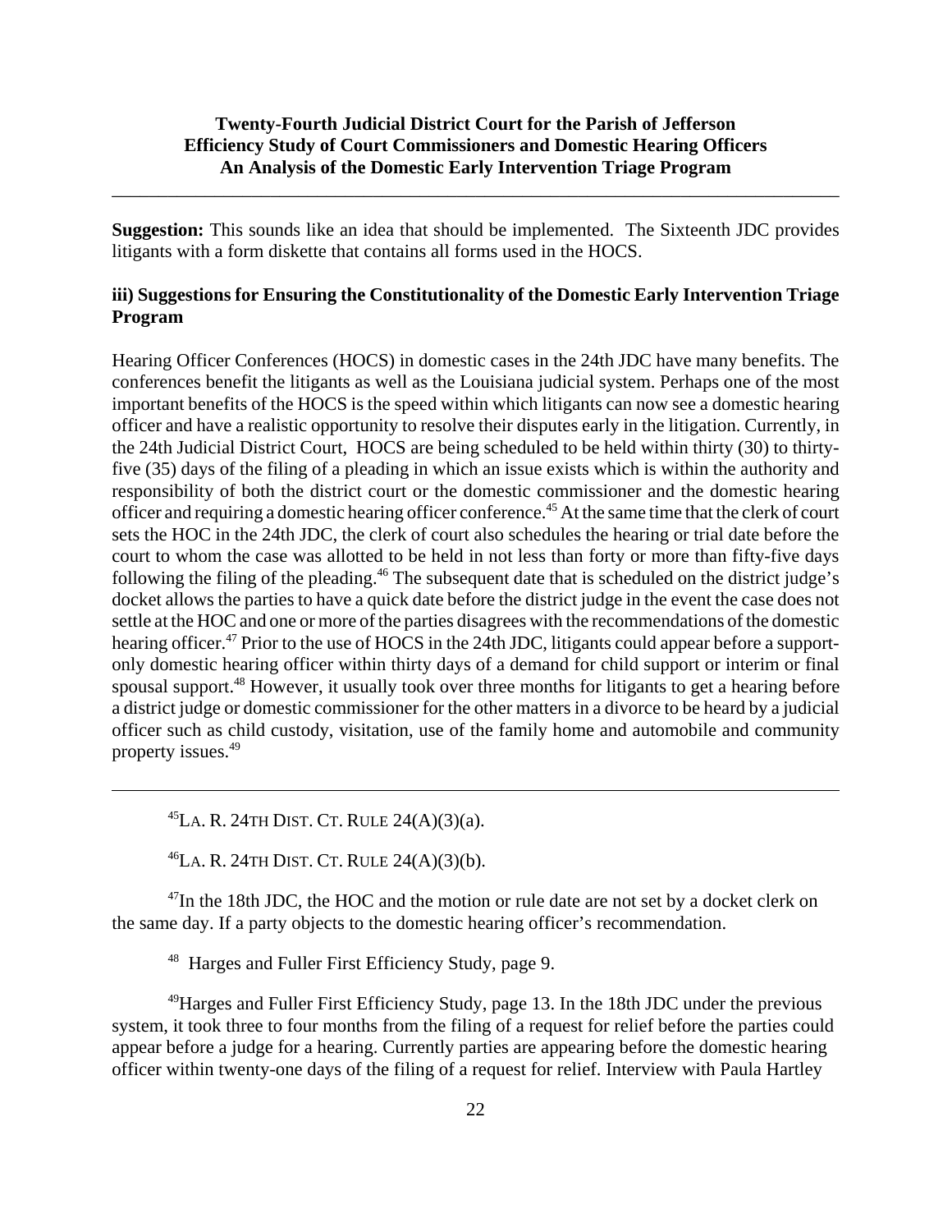**Suggestion:** This sounds like an idea that should be implemented. The Sixteenth JDC provides litigants with a form diskette that contains all forms used in the HOCS.

### iii) Suggestions for Ensuring the Constitutionality of the Domestic Early Intervention Triage Program

Hearing Officer Conferences (HOCS) in domestic cases in the 24th JDC have many benefits. The conferences benefit the litigants as well as the Louisiana judicial system. Perhaps one of the most important benefits of the HOCS is the speed within which litigants can now see a domestic hearing officer and have a realistic opportunity to resolve their disputes early in the litigation. Currently, in the 24th Judicial District Court, HOCS are being scheduled to be held within thirty (30) to thirty-five (35) days of the filing of a pleading in which an issue exists which is within the authority and responsibility of both the district court or the domestic commissioner and the domestic hearing officer and requiring a domestic hearing officer conference.[45] At the same time that the clerk of court sets the HOC in the 24th JDC, the clerk of court also schedules the hearing or trial date before the court to whom the case was allotted to be held in not less than forty or more than fifty-five days following the filing of the pleading.[46] The subsequent date that is scheduled on the district judge's docket allows the parties to have a quick date before the district judge in the event the case does not settle at the HOC and one or more of the parties disagrees with the recommendations of the domestic hearing officer.[47] Prior to the use of HOCS in the 24th JDC, litigants could appear before a support-only domestic hearing officer within thirty days of a demand for child support or interim or final spousal support.[48] However, it usually took over three months for litigants to get a hearing before a district judge or domestic commissioner for the other matters in a divorce to be heard by a judicial officer such as child custody, visitation, use of the family home and automobile and community property issues.[49]

---

[45] LA. R. 24TH DIST. CT. RULE 24(A)(3)(a).

[46] LA. R. 24TH DIST. CT. RULE 24(A)(3)(b).

[47] In the 18th JDC, the HOC and the motion or rule date are not set by a docket clerk on the same day. If a party objects to the domestic hearing officer's recommendation.

[48] Harges and Fuller First Efficiency Study, page 9.

[49] Harges and Fuller First Efficiency Study, page 13. In the 18th JDC under the previous system, it took three to four months from the filing of a request for relief before the parties could appear before a judge for a hearing. Currently parties are appearing before the domestic hearing officer within twenty-one days of the filing of a request for relief. Interview with Paula Hartley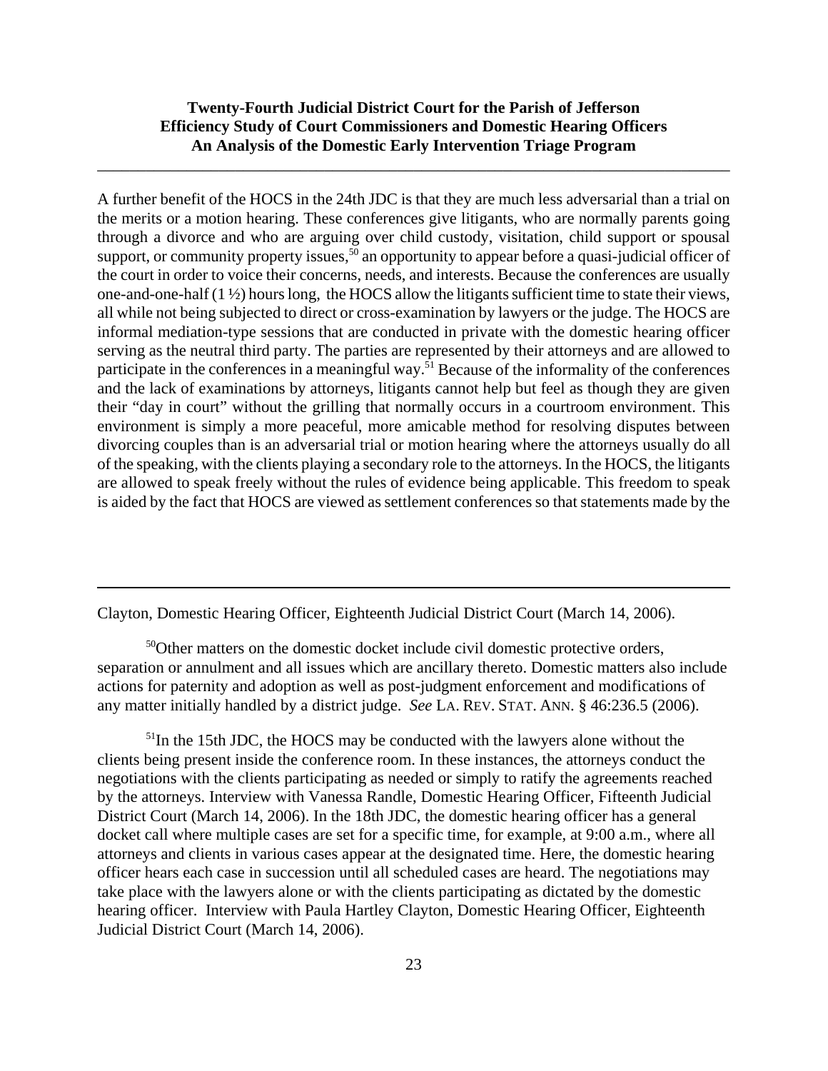A further benefit of the HOCS in the 24th JDC is that they are much less adversarial than a trial on the merits or a motion hearing. These conferences give litigants, who are normally parents going through a divorce and who are arguing over child custody, visitation, child support or spousal support, or community property issues,[50] an opportunity to appear before a quasi-judicial officer of the court in order to voice their concerns, needs, and interests. Because the conferences are usually one-and-one-half (1 ½) hours long, the HOCS allow the litigants sufficient time to state their views, all while not being subjected to direct or cross-examination by lawyers or the judge. The HOCS are informal mediation-type sessions that are conducted in private with the domestic hearing officer serving as the neutral third party. The parties are represented by their attorneys and are allowed to participate in the conferences in a meaningful way.[51] Because of the informality of the conferences and the lack of examinations by attorneys, litigants cannot help but feel as though they are given their "day in court" without the grilling that normally occurs in a courtroom environment. This environment is simply a more peaceful, more amicable method for resolving disputes between divorcing couples than is an adversarial trial or motion hearing where the attorneys usually do all of the speaking, with the clients playing a secondary role to the attorneys. In the HOCS, the litigants are allowed to speak freely without the rules of evidence being applicable. This freedom to speak is aided by the fact that HOCS are viewed as settlement conferences so that statements made by the

---

Clayton, Domestic Hearing Officer, Eighteenth Judicial District Court (March 14, 2006).

[50] Other matters on the domestic docket include civil domestic protective orders, separation or annulment and all issues which are ancillary thereto. Domestic matters also include actions for paternity and adoption as well as post-judgment enforcement and modifications of any matter initially handled by a district judge. *See* LA. REV. STAT. ANN. § 46:236.5 (2006).

[51] In the 15th JDC, the HOCS may be conducted with the lawyers alone without the clients being present inside the conference room. In these instances, the attorneys conduct the negotiations with the clients participating as needed or simply to ratify the agreements reached by the attorneys. Interview with Vanessa Randle, Domestic Hearing Officer, Fifteenth Judicial District Court (March 14, 2006). In the 18th JDC, the domestic hearing officer has a general docket call where multiple cases are set for a specific time, for example, at 9:00 a.m., where all attorneys and clients in various cases appear at the designated time. Here, the domestic hearing officer hears each case in succession until all scheduled cases are heard. The negotiations may take place with the lawyers alone or with the clients participating as dictated by the domestic hearing officer. Interview with Paula Hartley Clayton, Domestic Hearing Officer, Eighteenth Judicial District Court (March 14, 2006).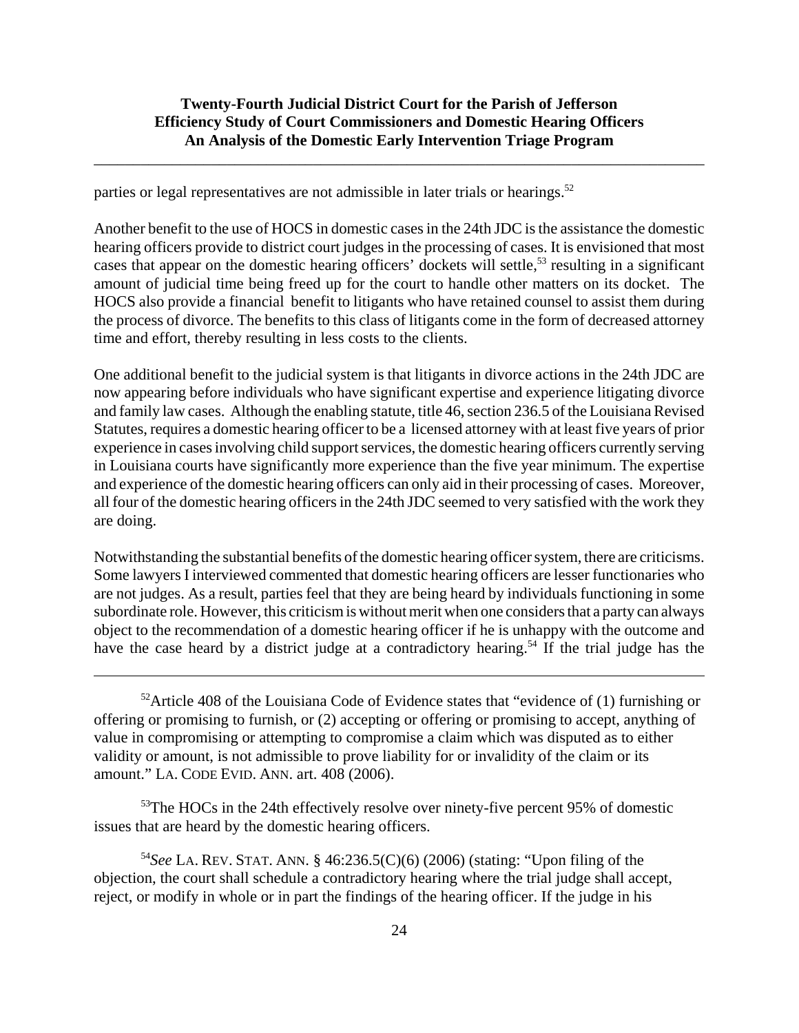parties or legal representatives are not admissible in later trials or hearings.[52]

Another benefit to the use of HOCS in domestic cases in the 24th JDC is the assistance the domestic hearing officers provide to district court judges in the processing of cases. It is envisioned that most cases that appear on the domestic hearing officers' dockets will settle,[53] resulting in a significant amount of judicial time being freed up for the court to handle other matters on its docket. The HOCS also provide a financial benefit to litigants who have retained counsel to assist them during the process of divorce. The benefits to this class of litigants come in the form of decreased attorney time and effort, thereby resulting in less costs to the clients.

One additional benefit to the judicial system is that litigants in divorce actions in the 24th JDC are now appearing before individuals who have significant expertise and experience litigating divorce and family law cases. Although the enabling statute, title 46, section 236.5 of the Louisiana Revised Statutes, requires a domestic hearing officer to be a licensed attorney with at least five years of prior experience in cases involving child support services, the domestic hearing officers currently serving in Louisiana courts have significantly more experience than the five year minimum. The expertise and experience of the domestic hearing officers can only aid in their processing of cases. Moreover, all four of the domestic hearing officers in the 24th JDC seemed to very satisfied with the work they are doing.

Notwithstanding the substantial benefits of the domestic hearing officer system, there are criticisms. Some lawyers I interviewed commented that domestic hearing officers are lesser functionaries who are not judges. As a result, parties feel that they are being heard by individuals functioning in some subordinate role. However, this criticism is without merit when one considers that a party can always object to the recommendation of a domestic hearing officer if he is unhappy with the outcome and have the case heard by a district judge at a contradictory hearing.[54] If the trial judge has the

---

[52]Article 408 of the Louisiana Code of Evidence states that "evidence of (1) furnishing or offering or promising to furnish, or (2) accepting or offering or promising to accept, anything of value in compromising or attempting to compromise a claim which was disputed as to either validity or amount, is not admissible to prove liability for or invalidity of the claim or its amount." LA. CODE EVID. ANN. art. 408 (2006).

[53]The HOCs in the 24th effectively resolve over ninety-five percent 95% of domestic issues that are heard by the domestic hearing officers.

[54]*See* LA. REV. STAT. ANN. § 46:236.5(C)(6) (2006) (stating: "Upon filing of the objection, the court shall schedule a contradictory hearing where the trial judge shall accept, reject, or modify in whole or in part the findings of the hearing officer. If the judge in his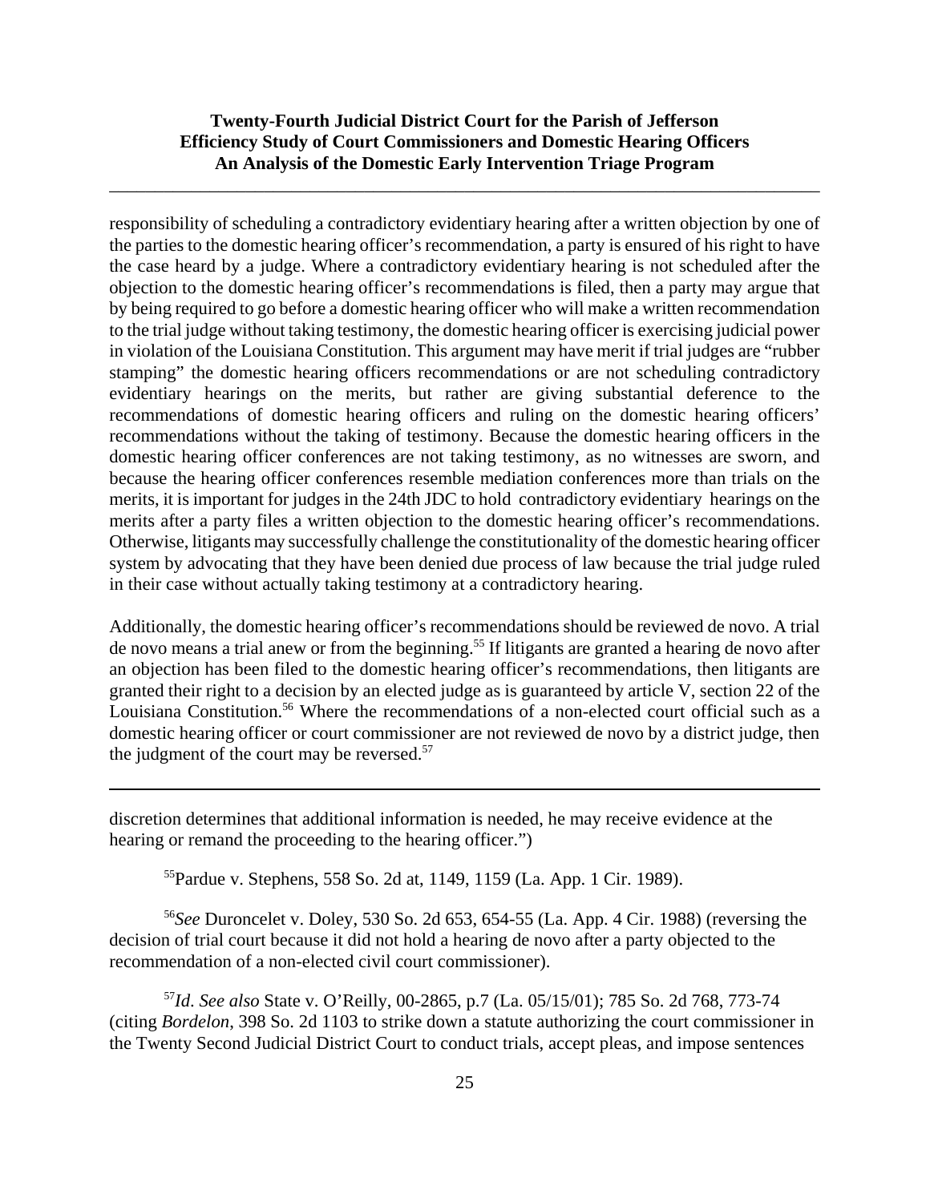responsibility of scheduling a contradictory evidentiary hearing after a written objection by one of the parties to the domestic hearing officer's recommendation, a party is ensured of his right to have the case heard by a judge. Where a contradictory evidentiary hearing is not scheduled after the objection to the domestic hearing officer's recommendations is filed, then a party may argue that by being required to go before a domestic hearing officer who will make a written recommendation to the trial judge without taking testimony, the domestic hearing officer is exercising judicial power in violation of the Louisiana Constitution. This argument may have merit if trial judges are "rubber stamping" the domestic hearing officers recommendations or are not scheduling contradictory evidentiary hearings on the merits, but rather are giving substantial deference to the recommendations of domestic hearing officers and ruling on the domestic hearing officers' recommendations without the taking of testimony. Because the domestic hearing officers in the domestic hearing officer conferences are not taking testimony, as no witnesses are sworn, and because the hearing officer conferences resemble mediation conferences more than trials on the merits, it is important for judges in the 24th JDC to hold contradictory evidentiary hearings on the merits after a party files a written objection to the domestic hearing officer's recommendations. Otherwise, litigants may successfully challenge the constitutionality of the domestic hearing officer system by advocating that they have been denied due process of law because the trial judge ruled in their case without actually taking testimony at a contradictory hearing.

Additionally, the domestic hearing officer's recommendations should be reviewed de novo. A trial de novo means a trial anew or from the beginning.[55] If litigants are granted a hearing de novo after an objection has been filed to the domestic hearing officer's recommendations, then litigants are granted their right to a decision by an elected judge as is guaranteed by article V, section 22 of the Louisiana Constitution.[56] Where the recommendations of a non-elected court official such as a domestic hearing officer or court commissioner are not reviewed de novo by a district judge, then the judgment of the court may be reversed.[57]

---

discretion determines that additional information is needed, he may receive evidence at the hearing or remand the proceeding to the hearing officer.")

[55]Pardue v. Stephens, 558 So. 2d at, 1149, 1159 (La. App. 1 Cir. 1989).

[56]*See* Duroncelet v. Doley, 530 So. 2d 653, 654-55 (La. App. 4 Cir. 1988) (reversing the decision of trial court because it did not hold a hearing de novo after a party objected to the recommendation of a non-elected civil court commissioner).

[57]*Id*. *See also* State v. O'Reilly, 00-2865, p.7 (La. 05/15/01); 785 So. 2d 768, 773-74 (citing *Bordelon*, 398 So. 2d 1103 to strike down a statute authorizing the court commissioner in the Twenty Second Judicial District Court to conduct trials, accept pleas, and impose sentences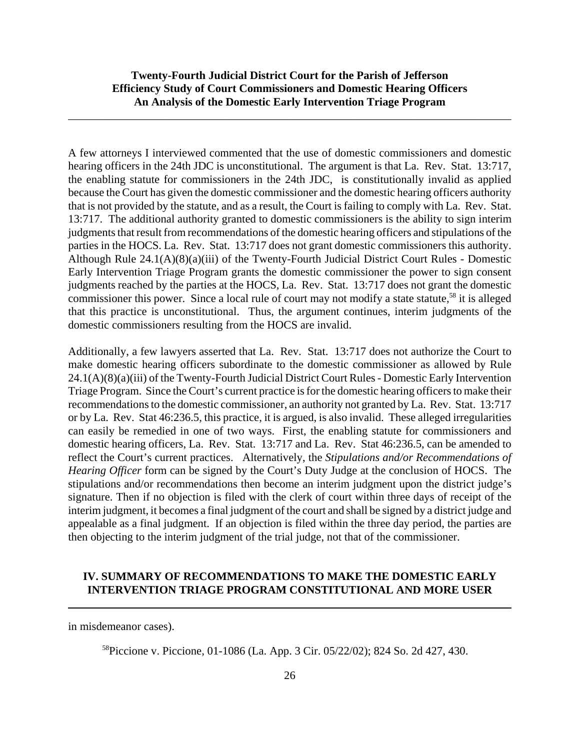A few attorneys I interviewed commented that the use of domestic commissioners and domestic hearing officers in the 24th JDC is unconstitutional. The argument is that La. Rev. Stat. 13:717, the enabling statute for commissioners in the 24th JDC, is constitutionally invalid as applied because the Court has given the domestic commissioner and the domestic hearing officers authority that is not provided by the statute, and as a result, the Court is failing to comply with La. Rev. Stat. 13:717. The additional authority granted to domestic commissioners is the ability to sign interim judgments that result from recommendations of the domestic hearing officers and stipulations of the parties in the HOCS. La. Rev. Stat. 13:717 does not grant domestic commissioners this authority. Although Rule 24.1(A)(8)(a)(iii) of the Twenty-Fourth Judicial District Court Rules - Domestic Early Intervention Triage Program grants the domestic commissioner the power to sign consent judgments reached by the parties at the HOCS, La. Rev. Stat. 13:717 does not grant the domestic commissioner this power. Since a local rule of court may not modify a state statute,[58] it is alleged that this practice is unconstitutional. Thus, the argument continues, interim judgments of the domestic commissioners resulting from the HOCS are invalid.

Additionally, a few lawyers asserted that La. Rev. Stat. 13:717 does not authorize the Court to make domestic hearing officers subordinate to the domestic commissioner as allowed by Rule 24.1(A)(8)(a)(iii) of the Twenty-Fourth Judicial District Court Rules - Domestic Early Intervention Triage Program. Since the Court's current practice is for the domestic hearing officers to make their recommendations to the domestic commissioner, an authority not granted by La. Rev. Stat. 13:717 or by La. Rev. Stat 46:236.5, this practice, it is argued, is also invalid. These alleged irregularities can easily be remedied in one of two ways. First, the enabling statute for commissioners and domestic hearing officers, La. Rev. Stat. 13:717 and La. Rev. Stat 46:236.5, can be amended to reflect the Court's current practices. Alternatively, the *Stipulations and/or Recommendations of Hearing Officer* form can be signed by the Court's Duty Judge at the conclusion of HOCS. The stipulations and/or recommendations then become an interim judgment upon the district judge's signature. Then if no objection is filed with the clerk of court within three days of receipt of the interim judgment, it becomes a final judgment of the court and shall be signed by a district judge and appealable as a final judgment. If an objection is filed within the three day period, the parties are then objecting to the interim judgment of the trial judge, not that of the commissioner.

## IV. SUMMARY OF RECOMMENDATIONS TO MAKE THE DOMESTIC EARLY INTERVENTION TRIAGE PROGRAM CONSTITUTIONAL AND MORE USER

---

in misdemeanor cases).

[58] Piccione v. Piccione, 01-1086 (La. App. 3 Cir. 05/22/02); 824 So. 2d 427, 430.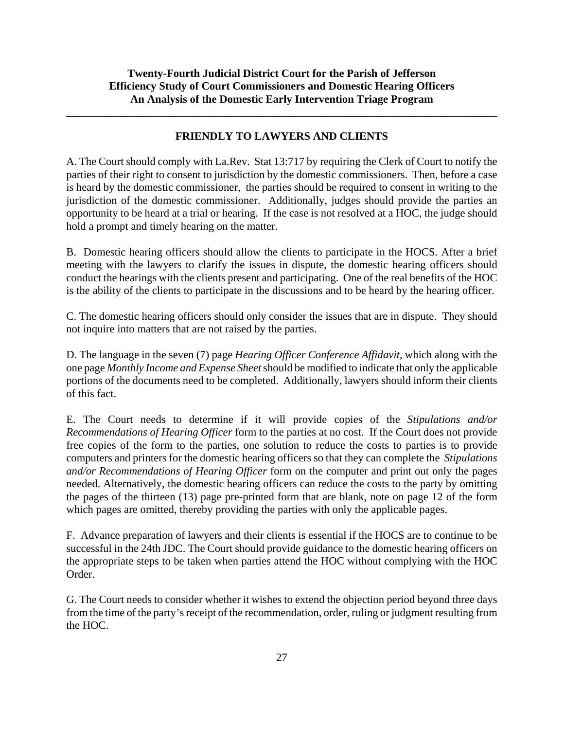## FRIENDLY TO LAWYERS AND CLIENTS

A. The Court should comply with La.Rev. Stat 13:717 by requiring the Clerk of Court to notify the parties of their right to consent to jurisdiction by the domestic commissioners. Then, before a case is heard by the domestic commissioner, the parties should be required to consent in writing to the jurisdiction of the domestic commissioner. Additionally, judges should provide the parties an opportunity to be heard at a trial or hearing. If the case is not resolved at a HOC, the judge should hold a prompt and timely hearing on the matter.

B. Domestic hearing officers should allow the clients to participate in the HOCS. After a brief meeting with the lawyers to clarify the issues in dispute, the domestic hearing officers should conduct the hearings with the clients present and participating. One of the real benefits of the HOC is the ability of the clients to participate in the discussions and to be heard by the hearing officer.

C. The domestic hearing officers should only consider the issues that are in dispute. They should not inquire into matters that are not raised by the parties.

D. The language in the seven (7) page *Hearing Officer Conference Affidavit*, which along with the one page *Monthly Income and Expense Sheet* should be modified to indicate that only the applicable portions of the documents need to be completed. Additionally, lawyers should inform their clients of this fact.

E. The Court needs to determine if it will provide copies of the *Stipulations and/or Recommendations of Hearing Officer* form to the parties at no cost. If the Court does not provide free copies of the form to the parties, one solution to reduce the costs to parties is to provide computers and printers for the domestic hearing officers so that they can complete the *Stipulations and/or Recommendations of Hearing Officer* form on the computer and print out only the pages needed. Alternatively, the domestic hearing officers can reduce the costs to the party by omitting the pages of the thirteen (13) page pre-printed form that are blank, note on page 12 of the form which pages are omitted, thereby providing the parties with only the applicable pages.

F. Advance preparation of lawyers and their clients is essential if the HOCS are to continue to be successful in the 24th JDC. The Court should provide guidance to the domestic hearing officers on the appropriate steps to be taken when parties attend the HOC without complying with the HOC Order.

G. The Court needs to consider whether it wishes to extend the objection period beyond three days from the time of the party's receipt of the recommendation, order, ruling or judgment resulting from the HOC.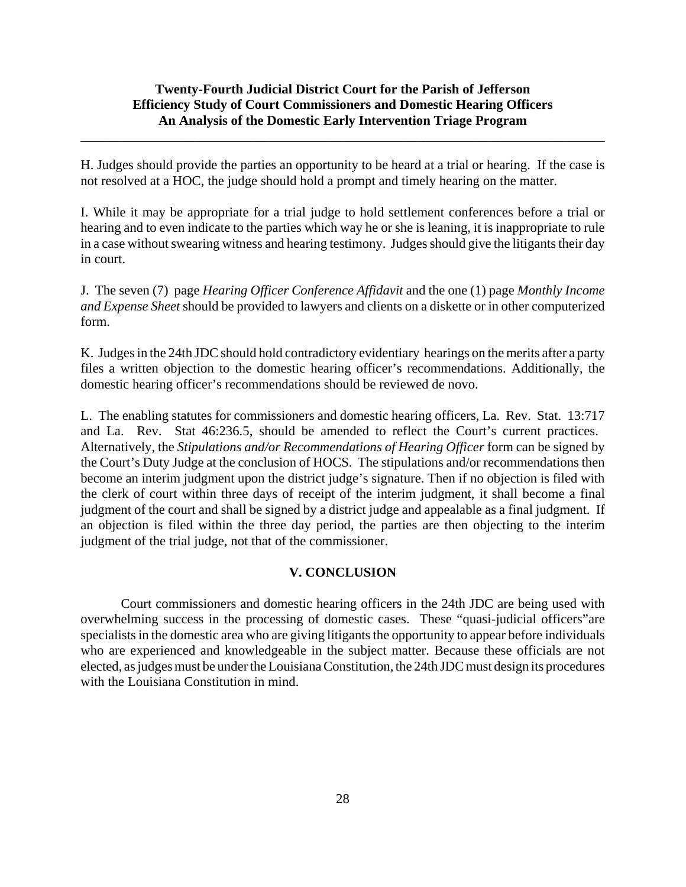H. Judges should provide the parties an opportunity to be heard at a trial or hearing. If the case is not resolved at a HOC, the judge should hold a prompt and timely hearing on the matter.

I. While it may be appropriate for a trial judge to hold settlement conferences before a trial or hearing and to even indicate to the parties which way he or she is leaning, it is inappropriate to rule in a case without swearing witness and hearing testimony. Judges should give the litigants their day in court.

J. The seven (7) page *Hearing Officer Conference Affidavit* and the one (1) page *Monthly Income and Expense Sheet* should be provided to lawyers and clients on a diskette or in other computerized form.

K. Judges in the 24th JDC should hold contradictory evidentiary hearings on the merits after a party files a written objection to the domestic hearing officer's recommendations. Additionally, the domestic hearing officer's recommendations should be reviewed de novo.

L. The enabling statutes for commissioners and domestic hearing officers, La. Rev. Stat. 13:717 and La. Rev. Stat 46:236.5, should be amended to reflect the Court's current practices. Alternatively, the *Stipulations and/or Recommendations of Hearing Officer* form can be signed by the Court's Duty Judge at the conclusion of HOCS. The stipulations and/or recommendations then become an interim judgment upon the district judge's signature. Then if no objection is filed with the clerk of court within three days of receipt of the interim judgment, it shall become a final judgment of the court and shall be signed by a district judge and appealable as a final judgment. If an objection is filed within the three day period, the parties are then objecting to the interim judgment of the trial judge, not that of the commissioner.

## V. CONCLUSION

Court commissioners and domestic hearing officers in the 24th JDC are being used with overwhelming success in the processing of domestic cases. These "quasi-judicial officers"are specialists in the domestic area who are giving litigants the opportunity to appear before individuals who are experienced and knowledgeable in the subject matter. Because these officials are not elected, as judges must be under the Louisiana Constitution, the 24th JDC must design its procedures with the Louisiana Constitution in mind.